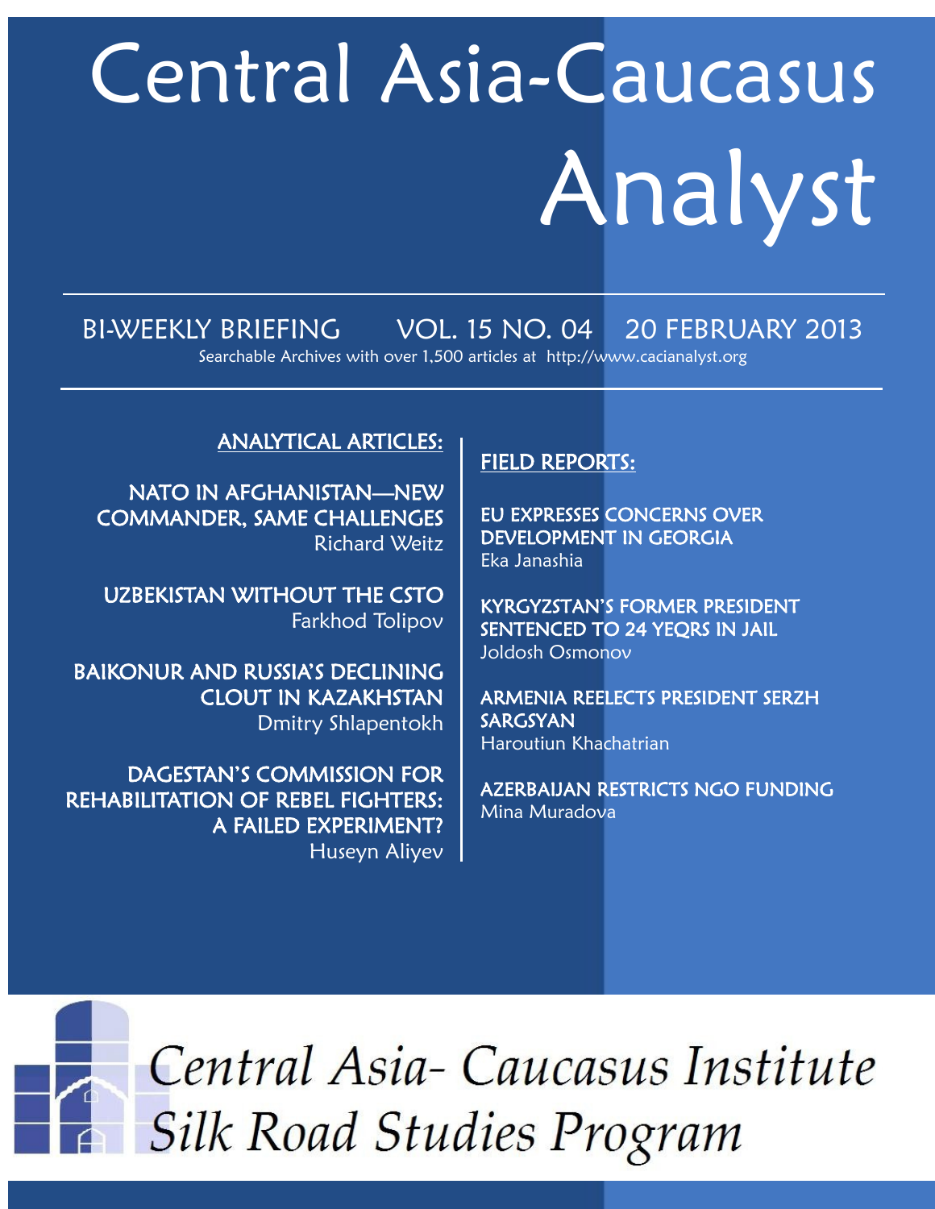# Central Asia-Caucasus Analyst

BI-WEEKLY BRIEFING VOL. 15 NO. 04 20 FEBRUARY 2013

Searchable Archives with over 1,500 articles at http://www.cacianalyst.org

## ANALYTICAL ARTICLES:

**NATO IN AFGHANISTAN—NEW COMMANDER, SAME CHALLENGES**
Richard Weitz

**UZBEKISTAN WITHOUT THE CSTO**
Farkhod Tolipov

**BAIKONUR AND RUSSIA'S DECLINING CLOUT IN KAZAKHSTAN**
Dmitry Shlapentokh

**DAGESTAN'S COMMISSION FOR REHABILITATION OF REBEL FIGHTERS: A FAILED EXPERIMENT?**
Huseyn Aliyev

## FIELD REPORTS:

**EU EXPRESSES CONCERNS OVER DEVELOPMENT IN GEORGIA**
Eka Janashia

**KYRGYZSTAN'S FORMER PRESIDENT SENTENCED TO 24 YEQRS IN JAIL**
Joldosh Osmonov

**ARMENIA REELECTS PRESIDENT SERZH SARGSYAN**
Haroutiun Khachatrian

**AZERBAIJAN RESTRICTS NGO FUNDING**
Mina Muradova

*Central Asia- Caucasus Institute*
*Silk Road Studies Program*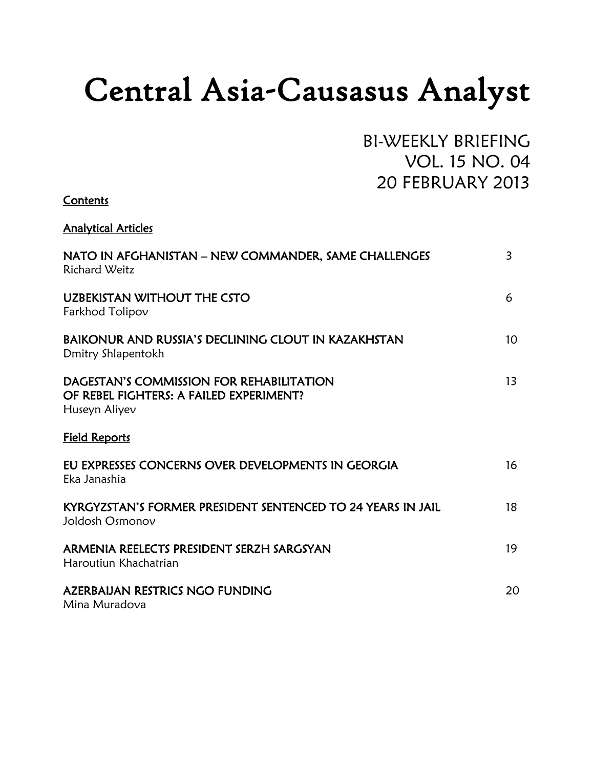# Central Asia-Causasus Analyst

BI-WEEKLY BRIEFING
VOL. 15 NO. 04
20 FEBRUARY 2013

Contents

## Analytical Articles

| | |
|---|---|
| NATO IN AFGHANISTAN – NEW COMMANDER, SAME CHALLENGES<br>Richard Weitz | 3 |
| UZBEKISTAN WITHOUT THE CSTO<br>Farkhod Tolipov | 6 |
| BAIKONUR AND RUSSIA'S DECLINING CLOUT IN KAZAKHSTAN<br>Dmitry Shlapentokh | 10 |
| DAGESTAN'S COMMISSION FOR REHABILITATION OF REBEL FIGHTERS: A FAILED EXPERIMENT?<br>Huseyn Aliyev | 13 |

## Field Reports

| | |
|---|---|
| EU EXPRESSES CONCERNS OVER DEVELOPMENTS IN GEORGIA<br>Eka Janashia | 16 |
| KYRGYZSTAN'S FORMER PRESIDENT SENTENCED TO 24 YEARS IN JAIL<br>Joldosh Osmonov | 18 |
| ARMENIA REELECTS PRESIDENT SERZH SARGSYAN<br>Haroutiun Khachatrian | 19 |
| AZERBAIJAN RESTRICS NGO FUNDING<br>Mina Muradova | 20 |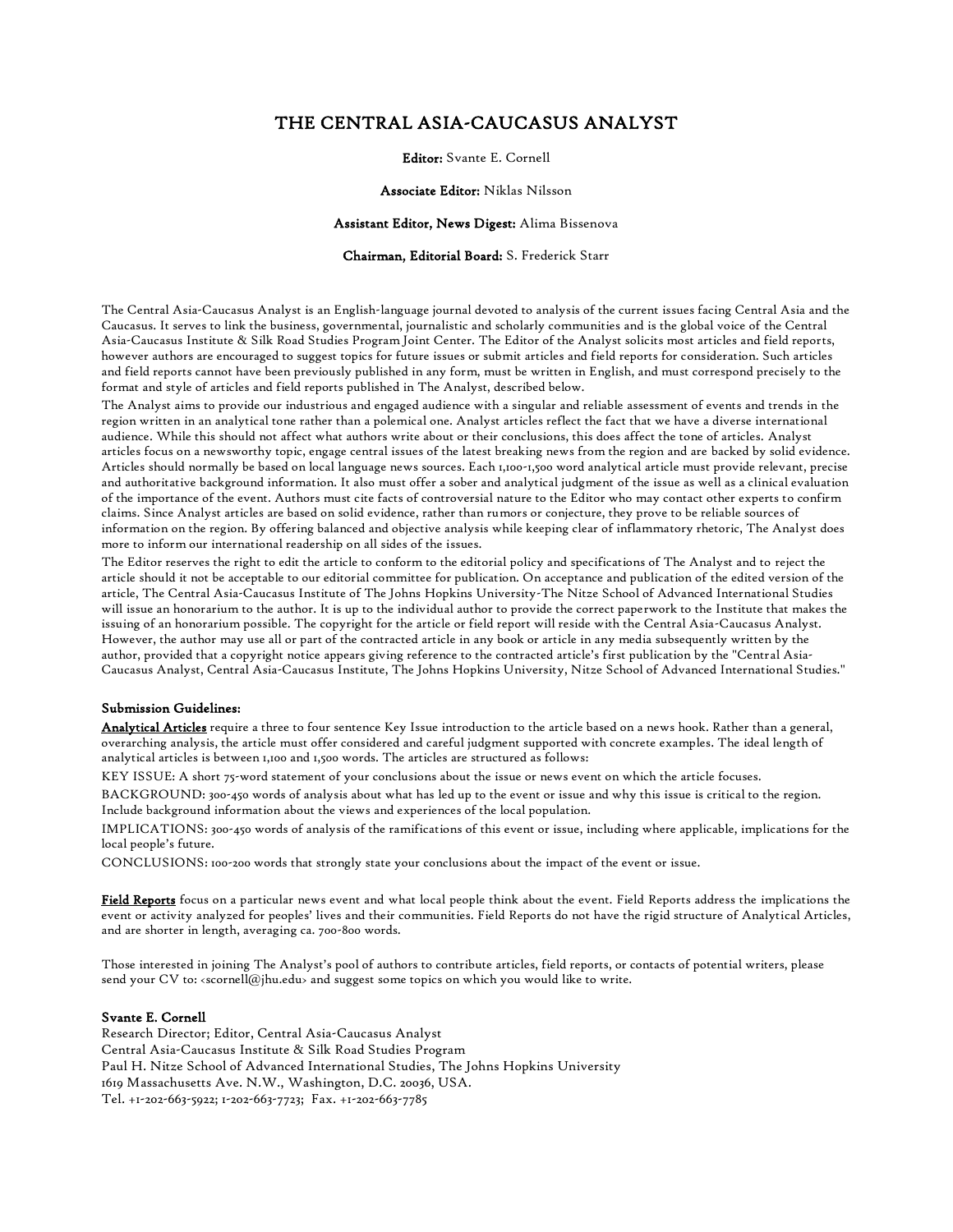# THE CENTRAL ASIA-CAUCASUS ANALYST

**Editor:** Svante E. Cornell

**Associate Editor:** Niklas Nilsson

**Assistant Editor, News Digest:** Alima Bissenova

**Chairman, Editorial Board:** S. Frederick Starr

The Central Asia-Caucasus Analyst is an English-language journal devoted to analysis of the current issues facing Central Asia and the Caucasus. It serves to link the business, governmental, journalistic and scholarly communities and is the global voice of the Central Asia-Caucasus Institute & Silk Road Studies Program Joint Center. The Editor of the Analyst solicits most articles and field reports, however authors are encouraged to suggest topics for future issues or submit articles and field reports for consideration. Such articles and field reports cannot have been previously published in any form, must be written in English, and must correspond precisely to the format and style of articles and field reports published in The Analyst, described below.

The Analyst aims to provide our industrious and engaged audience with a singular and reliable assessment of events and trends in the region written in an analytical tone rather than a polemical one. Analyst articles reflect the fact that we have a diverse international audience. While this should not affect what authors write about or their conclusions, this does affect the tone of articles. Analyst articles focus on a newsworthy topic, engage central issues of the latest breaking news from the region and are backed by solid evidence. Articles should normally be based on local language news sources. Each 1,100-1,500 word analytical article must provide relevant, precise and authoritative background information. It also must offer a sober and analytical judgment of the issue as well as a clinical evaluation of the importance of the event. Authors must cite facts of controversial nature to the Editor who may contact other experts to confirm claims. Since Analyst articles are based on solid evidence, rather than rumors or conjecture, they prove to be reliable sources of information on the region. By offering balanced and objective analysis while keeping clear of inflammatory rhetoric, The Analyst does more to inform our international readership on all sides of the issues.

The Editor reserves the right to edit the article to conform to the editorial policy and specifications of The Analyst and to reject the article should it not be acceptable to our editorial committee for publication. On acceptance and publication of the edited version of the article, The Central Asia-Caucasus Institute of The Johns Hopkins University-The Nitze School of Advanced International Studies will issue an honorarium to the author. It is up to the individual author to provide the correct paperwork to the Institute that makes the issuing of an honorarium possible. The copyright for the article or field report will reside with the Central Asia-Caucasus Analyst. However, the author may use all or part of the contracted article in any book or article in any media subsequently written by the author, provided that a copyright notice appears giving reference to the contracted article's first publication by the "Central Asia-Caucasus Analyst, Central Asia-Caucasus Institute, The Johns Hopkins University, Nitze School of Advanced International Studies."

**Submission Guidelines:**

**Analytical Articles** require a three to four sentence Key Issue introduction to the article based on a news hook. Rather than a general, overarching analysis, the article must offer considered and careful judgment supported with concrete examples. The ideal length of analytical articles is between 1,100 and 1,500 words. The articles are structured as follows:

KEY ISSUE: A short 75-word statement of your conclusions about the issue or news event on which the article focuses.

BACKGROUND: 300-450 words of analysis about what has led up to the event or issue and why this issue is critical to the region. Include background information about the views and experiences of the local population.

IMPLICATIONS: 300-450 words of analysis of the ramifications of this event or issue, including where applicable, implications for the local people's future.

CONCLUSIONS: 100-200 words that strongly state your conclusions about the impact of the event or issue.

**Field Reports** focus on a particular news event and what local people think about the event. Field Reports address the implications the event or activity analyzed for peoples' lives and their communities. Field Reports do not have the rigid structure of Analytical Articles, and are shorter in length, averaging ca. 700-800 words.

Those interested in joining The Analyst's pool of authors to contribute articles, field reports, or contacts of potential writers, please send your CV to: <scornell@jhu.edu> and suggest some topics on which you would like to write.

**Svante E. Cornell**
Research Director; Editor, Central Asia-Caucasus Analyst
Central Asia-Caucasus Institute & Silk Road Studies Program
Paul H. Nitze School of Advanced International Studies, The Johns Hopkins University
1619 Massachusetts Ave. N.W., Washington, D.C. 20036, USA.
Tel. +1-202-663-5922; 1-202-663-7723; Fax. +1-202-663-7785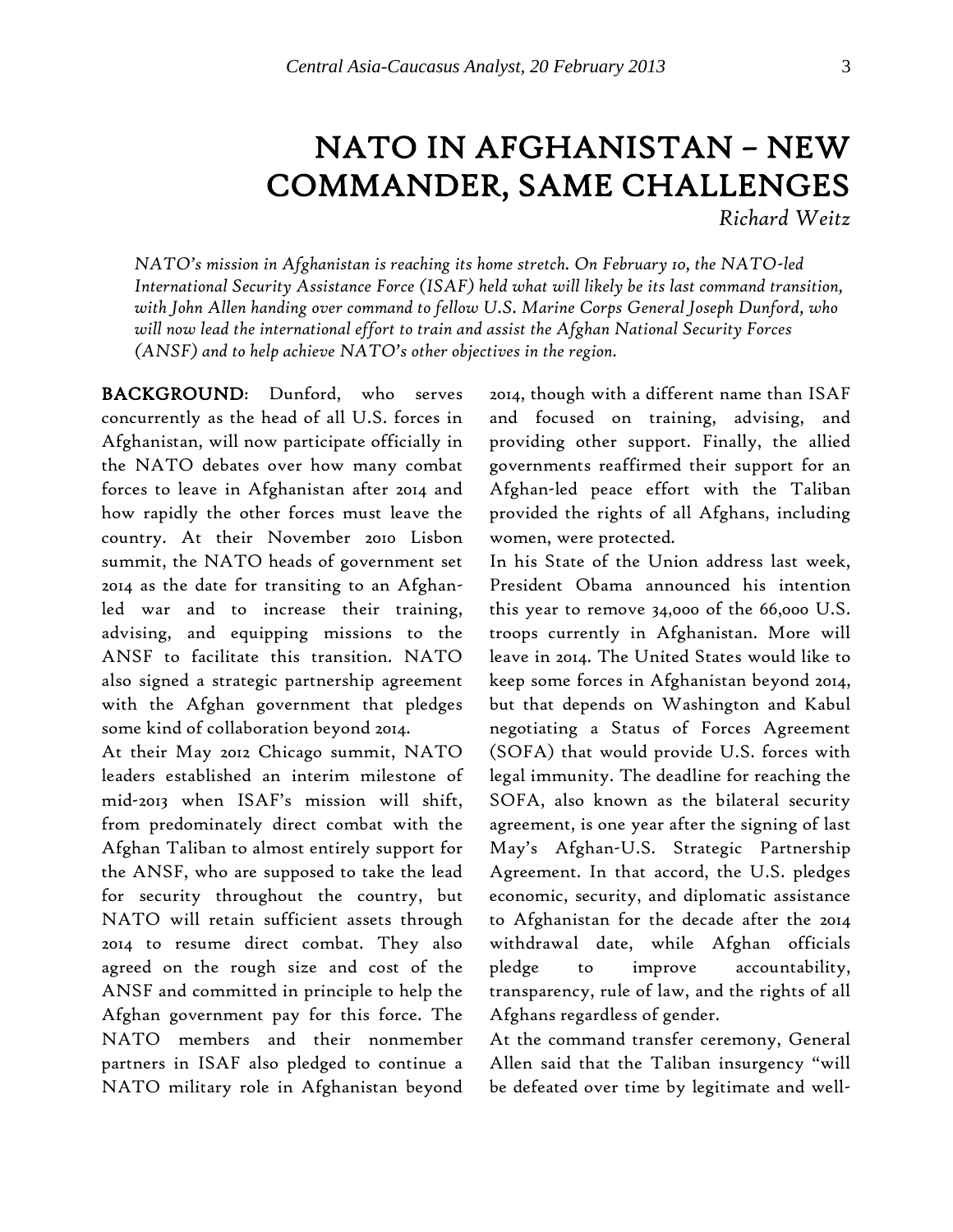# NATO IN AFGHANISTAN – NEW COMMANDER, SAME CHALLENGES

*Richard Weitz*

*NATO's mission in Afghanistan is reaching its home stretch. On February 10, the NATO-led International Security Assistance Force (ISAF) held what will likely be its last command transition, with John Allen handing over command to fellow U.S. Marine Corps General Joseph Dunford, who will now lead the international effort to train and assist the Afghan National Security Forces (ANSF) and to help achieve NATO's other objectives in the region.*

**BACKGROUND**: Dunford, who serves concurrently as the head of all U.S. forces in Afghanistan, will now participate officially in the NATO debates over how many combat forces to leave in Afghanistan after 2014 and how rapidly the other forces must leave the country. At their November 2010 Lisbon summit, the NATO heads of government set 2014 as the date for transiting to an Afghan-led war and to increase their training, advising, and equipping missions to the ANSF to facilitate this transition. NATO also signed a strategic partnership agreement with the Afghan government that pledges some kind of collaboration beyond 2014.

At their May 2012 Chicago summit, NATO leaders established an interim milestone of mid-2013 when ISAF's mission will shift, from predominately direct combat with the Afghan Taliban to almost entirely support for the ANSF, who are supposed to take the lead for security throughout the country, but NATO will retain sufficient assets through 2014 to resume direct combat. They also agreed on the rough size and cost of the ANSF and committed in principle to help the Afghan government pay for this force. The NATO members and their nonmember partners in ISAF also pledged to continue a NATO military role in Afghanistan beyond 2014, though with a different name than ISAF and focused on training, advising, and providing other support. Finally, the allied governments reaffirmed their support for an Afghan-led peace effort with the Taliban provided the rights of all Afghans, including women, were protected.

In his State of the Union address last week, President Obama announced his intention this year to remove 34,000 of the 66,000 U.S. troops currently in Afghanistan. More will leave in 2014. The United States would like to keep some forces in Afghanistan beyond 2014, but that depends on Washington and Kabul negotiating a Status of Forces Agreement (SOFA) that would provide U.S. forces with legal immunity. The deadline for reaching the SOFA, also known as the bilateral security agreement, is one year after the signing of last May's Afghan-U.S. Strategic Partnership Agreement. In that accord, the U.S. pledges economic, security, and diplomatic assistance to Afghanistan for the decade after the 2014 withdrawal date, while Afghan officials pledge to improve accountability, transparency, rule of law, and the rights of all Afghans regardless of gender.

At the command transfer ceremony, General Allen said that the Taliban insurgency "will be defeated over time by legitimate and well-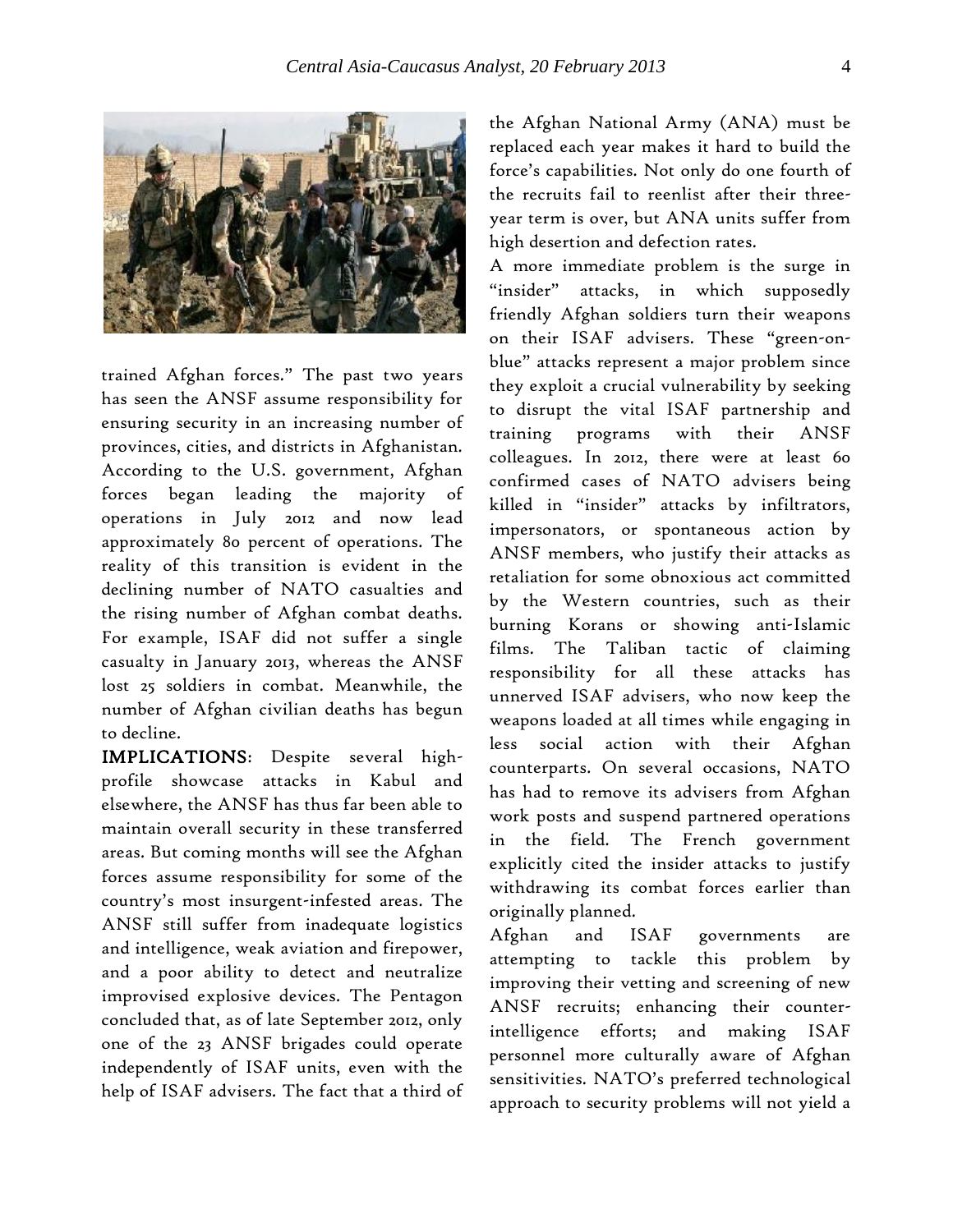trained Afghan forces." The past two years has seen the ANSF assume responsibility for ensuring security in an increasing number of provinces, cities, and districts in Afghanistan. According to the U.S. government, Afghan forces began leading the majority of operations in July 2012 and now lead approximately 80 percent of operations. The reality of this transition is evident in the declining number of NATO casualties and the rising number of Afghan combat deaths. For example, ISAF did not suffer a single casualty in January 2013, whereas the ANSF lost 25 soldiers in combat. Meanwhile, the number of Afghan civilian deaths has begun to decline.

**IMPLICATIONS**: Despite several high-profile showcase attacks in Kabul and elsewhere, the ANSF has thus far been able to maintain overall security in these transferred areas. But coming months will see the Afghan forces assume responsibility for some of the country's most insurgent-infested areas. The ANSF still suffer from inadequate logistics and intelligence, weak aviation and firepower, and a poor ability to detect and neutralize improvised explosive devices. The Pentagon concluded that, as of late September 2012, only one of the 23 ANSF brigades could operate independently of ISAF units, even with the help of ISAF advisers. The fact that a third of the Afghan National Army (ANA) must be replaced each year makes it hard to build the force's capabilities. Not only do one fourth of the recruits fail to reenlist after their three-year term is over, but ANA units suffer from high desertion and defection rates.

A more immediate problem is the surge in "insider" attacks, in which supposedly friendly Afghan soldiers turn their weapons on their ISAF advisers. These "green-on-blue" attacks represent a major problem since they exploit a crucial vulnerability by seeking to disrupt the vital ISAF partnership and training programs with their ANSF colleagues. In 2012, there were at least 60 confirmed cases of NATO advisers being killed in "insider" attacks by infiltrators, impersonators, or spontaneous action by ANSF members, who justify their attacks as retaliation for some obnoxious act committed by the Western countries, such as their burning Korans or showing anti-Islamic films. The Taliban tactic of claiming responsibility for all these attacks has unnerved ISAF advisers, who now keep the weapons loaded at all times while engaging in less social action with their Afghan counterparts. On several occasions, NATO has had to remove its advisers from Afghan work posts and suspend partnered operations in the field. The French government explicitly cited the insider attacks to justify withdrawing its combat forces earlier than originally planned.

Afghan and ISAF governments are attempting to tackle this problem by improving their vetting and screening of new ANSF recruits; enhancing their counter-intelligence efforts; and making ISAF personnel more culturally aware of Afghan sensitivities. NATO's preferred technological approach to security problems will not yield a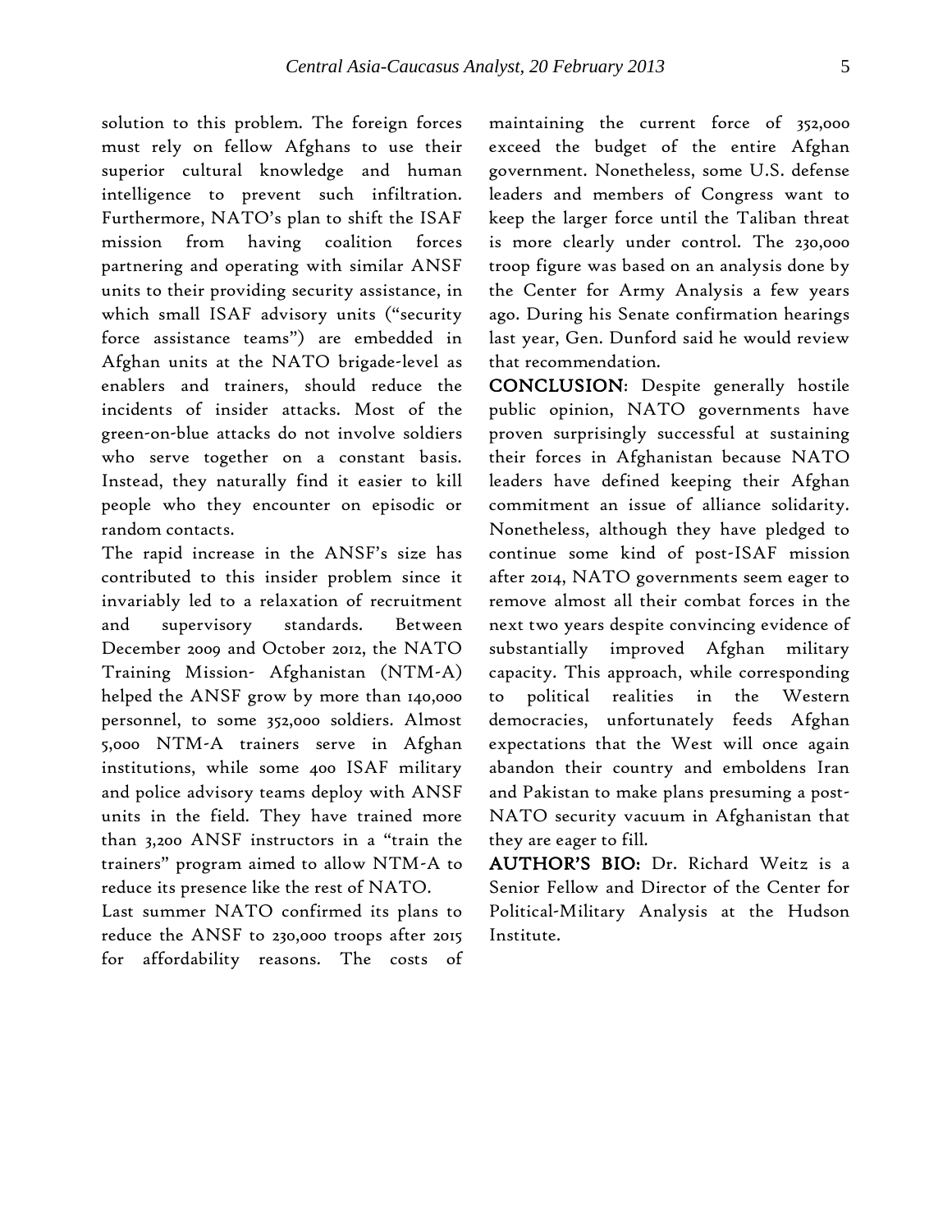solution to this problem. The foreign forces must rely on fellow Afghans to use their superior cultural knowledge and human intelligence to prevent such infiltration. Furthermore, NATO's plan to shift the ISAF mission from having coalition forces partnering and operating with similar ANSF units to their providing security assistance, in which small ISAF advisory units ("security force assistance teams") are embedded in Afghan units at the NATO brigade-level as enablers and trainers, should reduce the incidents of insider attacks. Most of the green-on-blue attacks do not involve soldiers who serve together on a constant basis. Instead, they naturally find it easier to kill people who they encounter on episodic or random contacts.

The rapid increase in the ANSF's size has contributed to this insider problem since it invariably led to a relaxation of recruitment and supervisory standards. Between December 2009 and October 2012, the NATO Training Mission- Afghanistan (NTM-A) helped the ANSF grow by more than 140,000 personnel, to some 352,000 soldiers. Almost 5,000 NTM-A trainers serve in Afghan institutions, while some 400 ISAF military and police advisory teams deploy with ANSF units in the field. They have trained more than 3,200 ANSF instructors in a "train the trainers" program aimed to allow NTM-A to reduce its presence like the rest of NATO.

Last summer NATO confirmed its plans to reduce the ANSF to 230,000 troops after 2015 for affordability reasons. The costs of maintaining the current force of 352,000 exceed the budget of the entire Afghan government. Nonetheless, some U.S. defense leaders and members of Congress want to keep the larger force until the Taliban threat is more clearly under control. The 230,000 troop figure was based on an analysis done by the Center for Army Analysis a few years ago. During his Senate confirmation hearings last year, Gen. Dunford said he would review that recommendation.

**CONCLUSION**: Despite generally hostile public opinion, NATO governments have proven surprisingly successful at sustaining their forces in Afghanistan because NATO leaders have defined keeping their Afghan commitment an issue of alliance solidarity. Nonetheless, although they have pledged to continue some kind of post-ISAF mission after 2014, NATO governments seem eager to remove almost all their combat forces in the next two years despite convincing evidence of substantially improved Afghan military capacity. This approach, while corresponding to political realities in the Western democracies, unfortunately feeds Afghan expectations that the West will once again abandon their country and emboldens Iran and Pakistan to make plans presuming a post-NATO security vacuum in Afghanistan that they are eager to fill.

**AUTHOR'S BIO:** Dr. Richard Weitz is a Senior Fellow and Director of the Center for Political-Military Analysis at the Hudson Institute.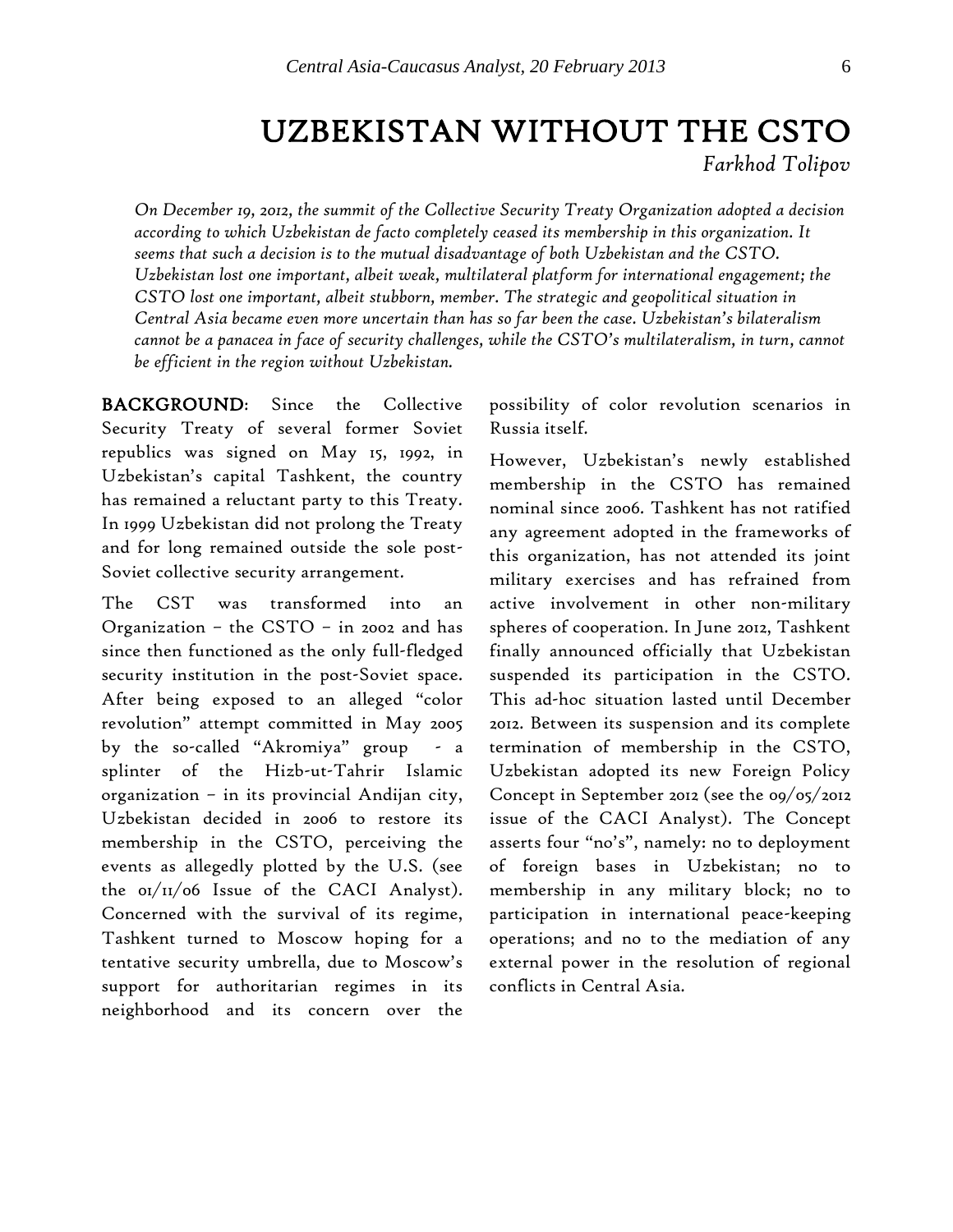# UZBEKISTAN WITHOUT THE CSTO

*Farkhod Tolipov*

*On December 19, 2012, the summit of the Collective Security Treaty Organization adopted a decision according to which Uzbekistan de facto completely ceased its membership in this organization. It seems that such a decision is to the mutual disadvantage of both Uzbekistan and the CSTO. Uzbekistan lost one important, albeit weak, multilateral platform for international engagement; the CSTO lost one important, albeit stubborn, member. The strategic and geopolitical situation in Central Asia became even more uncertain than has so far been the case. Uzbekistan's bilateralism cannot be a panacea in face of security challenges, while the CSTO's multilateralism, in turn, cannot be efficient in the region without Uzbekistan.*

**BACKGROUND**: Since the Collective Security Treaty of several former Soviet republics was signed on May 15, 1992, in Uzbekistan's capital Tashkent, the country has remained a reluctant party to this Treaty. In 1999 Uzbekistan did not prolong the Treaty and for long remained outside the sole post-Soviet collective security arrangement.

The CST was transformed into an Organization – the CSTO – in 2002 and has since then functioned as the only full-fledged security institution in the post-Soviet space. After being exposed to an alleged "color revolution" attempt committed in May 2005 by the so-called "Akromiya" group - a splinter of the Hizb-ut-Tahrir Islamic organization – in its provincial Andijan city, Uzbekistan decided in 2006 to restore its membership in the CSTO, perceiving the events as allegedly plotted by the U.S. (see the 01/11/06 Issue of the CACI Analyst). Concerned with the survival of its regime, Tashkent turned to Moscow hoping for a tentative security umbrella, due to Moscow's support for authoritarian regimes in its neighborhood and its concern over the possibility of color revolution scenarios in Russia itself.

However, Uzbekistan's newly established membership in the CSTO has remained nominal since 2006. Tashkent has not ratified any agreement adopted in the frameworks of this organization, has not attended its joint military exercises and has refrained from active involvement in other non-military spheres of cooperation. In June 2012, Tashkent finally announced officially that Uzbekistan suspended its participation in the CSTO. This ad-hoc situation lasted until December 2012. Between its suspension and its complete termination of membership in the CSTO, Uzbekistan adopted its new Foreign Policy Concept in September 2012 (see the 09/05/2012 issue of the CACI Analyst). The Concept asserts four "no's", namely: no to deployment of foreign bases in Uzbekistan; no to membership in any military block; no to participation in international peace-keeping operations; and no to the mediation of any external power in the resolution of regional conflicts in Central Asia.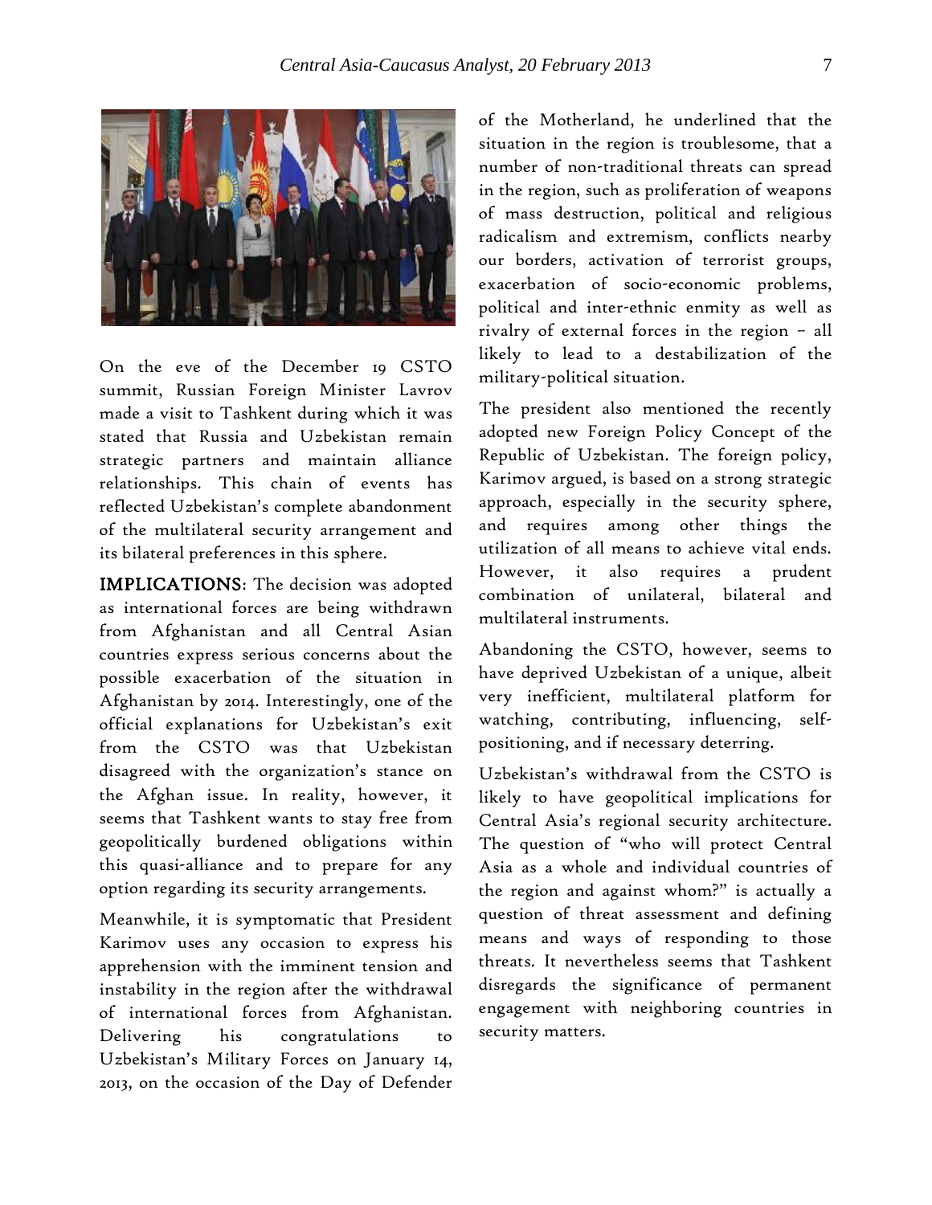On the eve of the December 19 CSTO summit, Russian Foreign Minister Lavrov made a visit to Tashkent during which it was stated that Russia and Uzbekistan remain strategic partners and maintain alliance relationships. This chain of events has reflected Uzbekistan's complete abandonment of the multilateral security arrangement and its bilateral preferences in this sphere.

**IMPLICATIONS**: The decision was adopted as international forces are being withdrawn from Afghanistan and all Central Asian countries express serious concerns about the possible exacerbation of the situation in Afghanistan by 2014. Interestingly, one of the official explanations for Uzbekistan's exit from the CSTO was that Uzbekistan disagreed with the organization's stance on the Afghan issue. In reality, however, it seems that Tashkent wants to stay free from geopolitically burdened obligations within this quasi-alliance and to prepare for any option regarding its security arrangements.

Meanwhile, it is symptomatic that President Karimov uses any occasion to express his apprehension with the imminent tension and instability in the region after the withdrawal of international forces from Afghanistan. Delivering his congratulations to Uzbekistan's Military Forces on January 14, 2013, on the occasion of the Day of Defender of the Motherland, he underlined that the situation in the region is troublesome, that a number of non-traditional threats can spread in the region, such as proliferation of weapons of mass destruction, political and religious radicalism and extremism, conflicts nearby our borders, activation of terrorist groups, exacerbation of socio-economic problems, political and inter-ethnic enmity as well as rivalry of external forces in the region – all likely to lead to a destabilization of the military-political situation.

The president also mentioned the recently adopted new Foreign Policy Concept of the Republic of Uzbekistan. The foreign policy, Karimov argued, is based on a strong strategic approach, especially in the security sphere, and requires among other things the utilization of all means to achieve vital ends. However, it also requires a prudent combination of unilateral, bilateral and multilateral instruments.

Abandoning the CSTO, however, seems to have deprived Uzbekistan of a unique, albeit very inefficient, multilateral platform for watching, contributing, influencing, self-positioning, and if necessary deterring.

Uzbekistan's withdrawal from the CSTO is likely to have geopolitical implications for Central Asia's regional security architecture. The question of "who will protect Central Asia as a whole and individual countries of the region and against whom?" is actually a question of threat assessment and defining means and ways of responding to those threats. It nevertheless seems that Tashkent disregards the significance of permanent engagement with neighboring countries in security matters.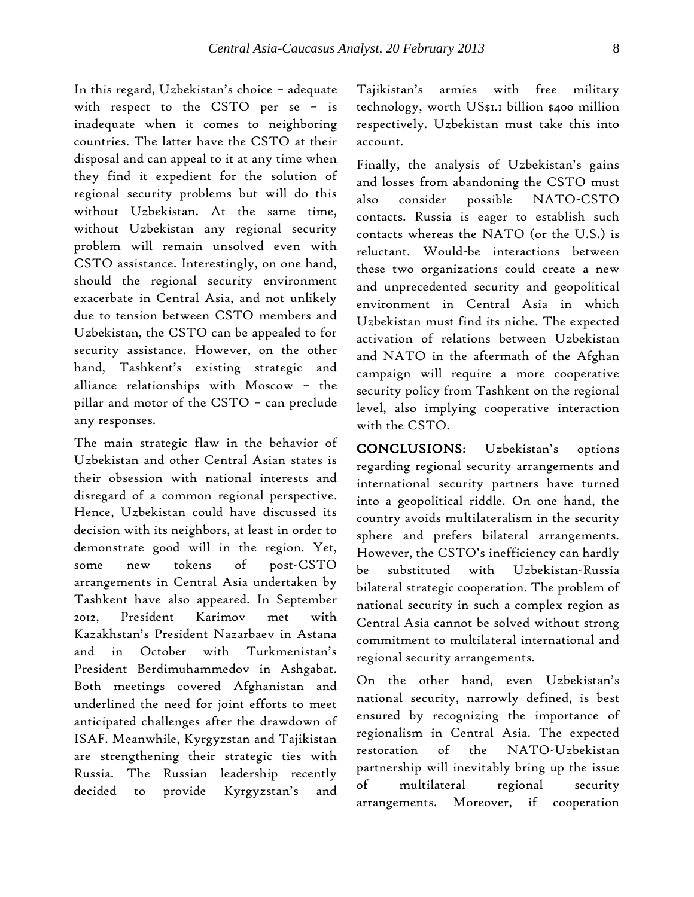In this regard, Uzbekistan's choice – adequate with respect to the CSTO per se – is inadequate when it comes to neighboring countries. The latter have the CSTO at their disposal and can appeal to it at any time when they find it expedient for the solution of regional security problems but will do this without Uzbekistan. At the same time, without Uzbekistan any regional security problem will remain unsolved even with CSTO assistance. Interestingly, on one hand, should the regional security environment exacerbate in Central Asia, and not unlikely due to tension between CSTO members and Uzbekistan, the CSTO can be appealed to for security assistance. However, on the other hand, Tashkent's existing strategic and alliance relationships with Moscow – the pillar and motor of the CSTO – can preclude any responses.

The main strategic flaw in the behavior of Uzbekistan and other Central Asian states is their obsession with national interests and disregard of a common regional perspective. Hence, Uzbekistan could have discussed its decision with its neighbors, at least in order to demonstrate good will in the region. Yet, some new tokens of post-CSTO arrangements in Central Asia undertaken by Tashkent have also appeared. In September 2012, President Karimov met with Kazakhstan's President Nazarbaev in Astana and in October with Turkmenistan's President Berdimuhammedov in Ashgabat. Both meetings covered Afghanistan and underlined the need for joint efforts to meet anticipated challenges after the drawdown of ISAF. Meanwhile, Kyrgyzstan and Tajikistan are strengthening their strategic ties with Russia. The Russian leadership recently decided to provide Kyrgyzstan's and Tajikistan's armies with free military technology, worth US$1.1 billion $400 million respectively. Uzbekistan must take this into account.

Finally, the analysis of Uzbekistan's gains and losses from abandoning the CSTO must also consider possible NATO-CSTO contacts. Russia is eager to establish such contacts whereas the NATO (or the U.S.) is reluctant. Would-be interactions between these two organizations could create a new and unprecedented security and geopolitical environment in Central Asia in which Uzbekistan must find its niche. The expected activation of relations between Uzbekistan and NATO in the aftermath of the Afghan campaign will require a more cooperative security policy from Tashkent on the regional level, also implying cooperative interaction with the CSTO.

**CONCLUSIONS**: Uzbekistan's options regarding regional security arrangements and international security partners have turned into a geopolitical riddle. On one hand, the country avoids multilateralism in the security sphere and prefers bilateral arrangements. However, the CSTO's inefficiency can hardly be substituted with Uzbekistan-Russia bilateral strategic cooperation. The problem of national security in such a complex region as Central Asia cannot be solved without strong commitment to multilateral international and regional security arrangements.

On the other hand, even Uzbekistan's national security, narrowly defined, is best ensured by recognizing the importance of regionalism in Central Asia. The expected restoration of the NATO-Uzbekistan partnership will inevitably bring up the issue of multilateral regional security arrangements. Moreover, if cooperation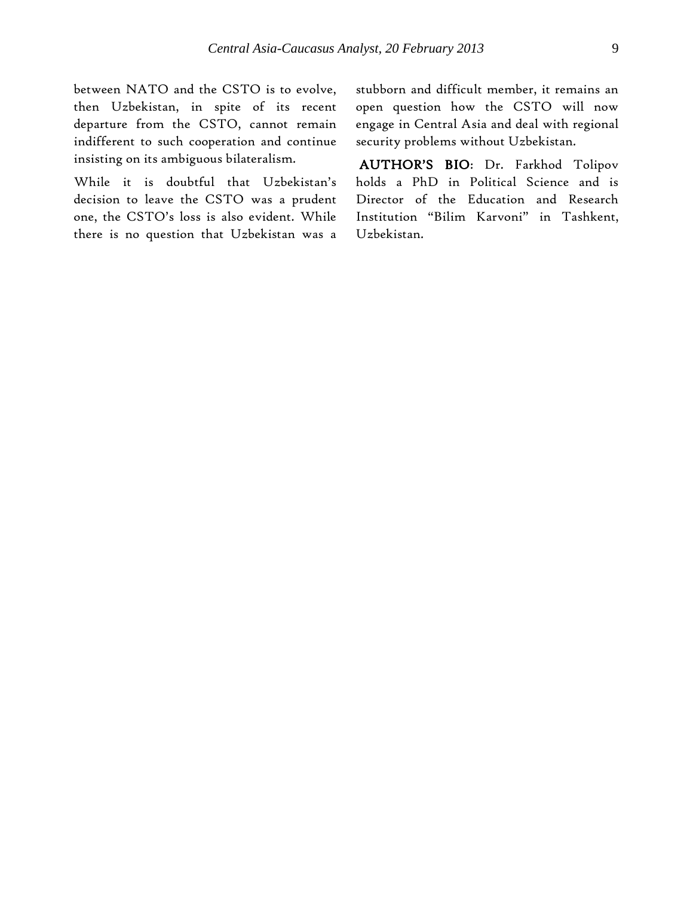between NATO and the CSTO is to evolve, then Uzbekistan, in spite of its recent departure from the CSTO, cannot remain indifferent to such cooperation and continue insisting on its ambiguous bilateralism.

While it is doubtful that Uzbekistan's decision to leave the CSTO was a prudent one, the CSTO's loss is also evident. While there is no question that Uzbekistan was a stubborn and difficult member, it remains an open question how the CSTO will now engage in Central Asia and deal with regional security problems without Uzbekistan.

**AUTHOR'S BIO**: Dr. Farkhod Tolipov holds a PhD in Political Science and is Director of the Education and Research Institution "Bilim Karvoni" in Tashkent, Uzbekistan.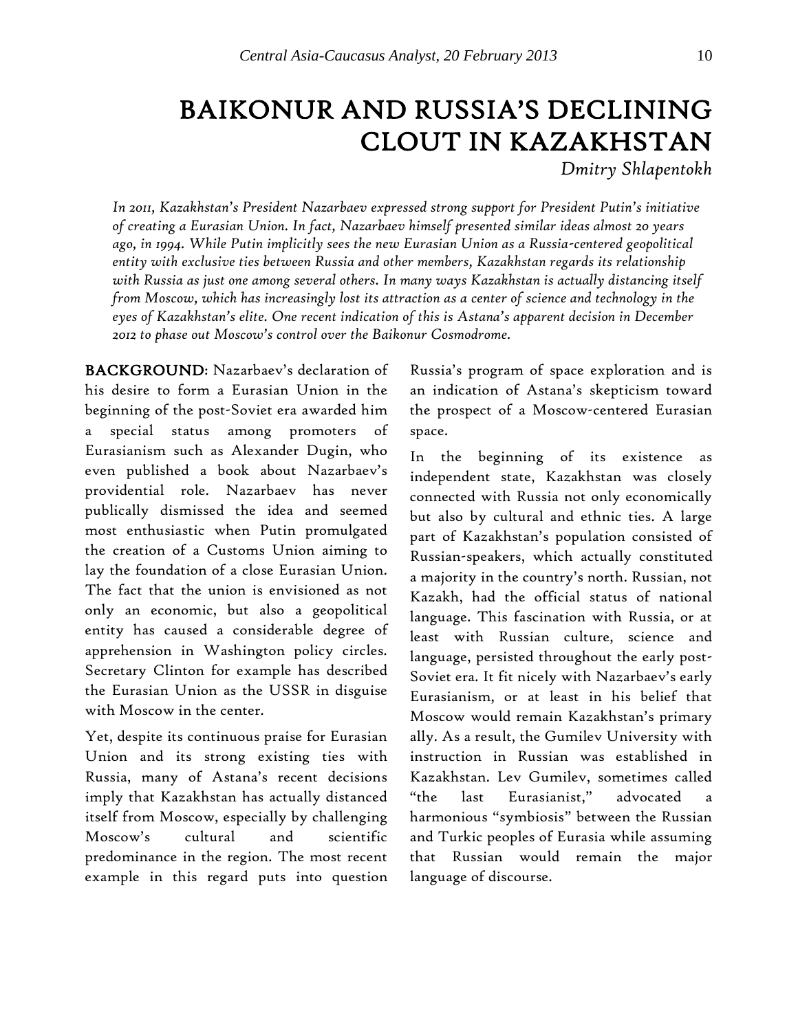# BAIKONUR AND RUSSIA'S DECLINING CLOUT IN KAZAKHSTAN

*Dmitry Shlapentokh*

*In 2011, Kazakhstan's President Nazarbaev expressed strong support for President Putin's initiative of creating a Eurasian Union. In fact, Nazarbaev himself presented similar ideas almost 20 years ago, in 1994. While Putin implicitly sees the new Eurasian Union as a Russia-centered geopolitical entity with exclusive ties between Russia and other members, Kazakhstan regards its relationship with Russia as just one among several others. In many ways Kazakhstan is actually distancing itself from Moscow, which has increasingly lost its attraction as a center of science and technology in the eyes of Kazakhstan's elite. One recent indication of this is Astana's apparent decision in December 2012 to phase out Moscow's control over the Baikonur Cosmodrome.*

**BACKGROUND**: Nazarbaev's declaration of his desire to form a Eurasian Union in the beginning of the post-Soviet era awarded him a special status among promoters of Eurasianism such as Alexander Dugin, who even published a book about Nazarbaev's providential role. Nazarbaev has never publically dismissed the idea and seemed most enthusiastic when Putin promulgated the creation of a Customs Union aiming to lay the foundation of a close Eurasian Union. The fact that the union is envisioned as not only an economic, but also a geopolitical entity has caused a considerable degree of apprehension in Washington policy circles. Secretary Clinton for example has described the Eurasian Union as the USSR in disguise with Moscow in the center.

Yet, despite its continuous praise for Eurasian Union and its strong existing ties with Russia, many of Astana's recent decisions imply that Kazakhstan has actually distanced itself from Moscow, especially by challenging Moscow's cultural and scientific predominance in the region. The most recent example in this regard puts into question Russia's program of space exploration and is an indication of Astana's skepticism toward the prospect of a Moscow-centered Eurasian space.

In the beginning of its existence as independent state, Kazakhstan was closely connected with Russia not only economically but also by cultural and ethnic ties. A large part of Kazakhstan's population consisted of Russian-speakers, which actually constituted a majority in the country's north. Russian, not Kazakh, had the official status of national language. This fascination with Russia, or at least with Russian culture, science and language, persisted throughout the early post-Soviet era. It fit nicely with Nazarbaev's early Eurasianism, or at least in his belief that Moscow would remain Kazakhstan's primary ally. As a result, the Gumilev University with instruction in Russian was established in Kazakhstan. Lev Gumilev, sometimes called "the last Eurasianist," advocated a harmonious "symbiosis" between the Russian and Turkic peoples of Eurasia while assuming that Russian would remain the major language of discourse.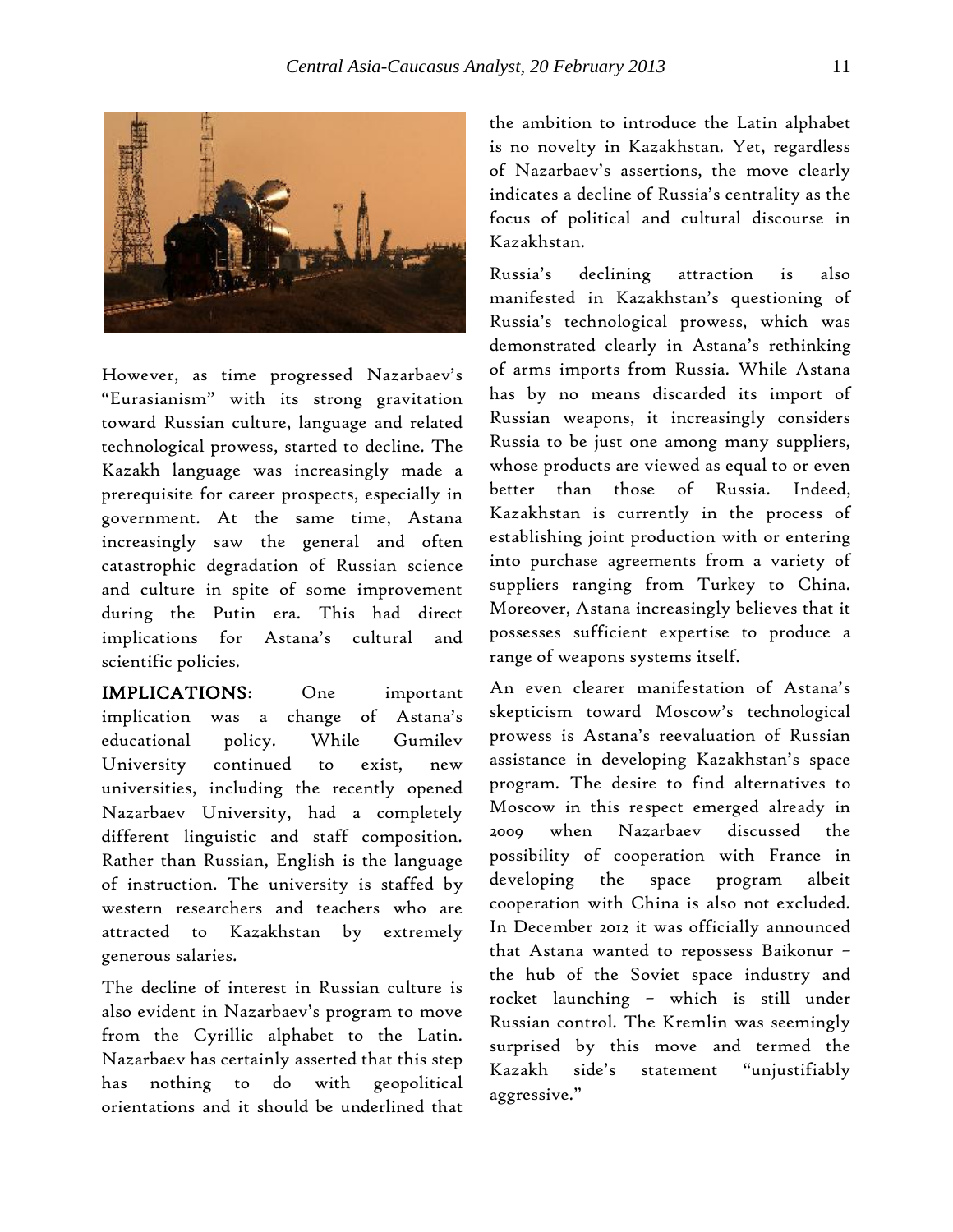However, as time progressed Nazarbaev's "Eurasianism" with its strong gravitation toward Russian culture, language and related technological prowess, started to decline. The Kazakh language was increasingly made a prerequisite for career prospects, especially in government. At the same time, Astana increasingly saw the general and often catastrophic degradation of Russian science and culture in spite of some improvement during the Putin era. This had direct implications for Astana's cultural and scientific policies.

**IMPLICATIONS**: One important implication was a change of Astana's educational policy. While Gumilev University continued to exist, new universities, including the recently opened Nazarbaev University, had a completely different linguistic and staff composition. Rather than Russian, English is the language of instruction. The university is staffed by western researchers and teachers who are attracted to Kazakhstan by extremely generous salaries.

The decline of interest in Russian culture is also evident in Nazarbaev's program to move from the Cyrillic alphabet to the Latin. Nazarbaev has certainly asserted that this step has nothing to do with geopolitical orientations and it should be underlined that the ambition to introduce the Latin alphabet is no novelty in Kazakhstan. Yet, regardless of Nazarbaev's assertions, the move clearly indicates a decline of Russia's centrality as the focus of political and cultural discourse in Kazakhstan.

Russia's declining attraction is also manifested in Kazakhstan's questioning of Russia's technological prowess, which was demonstrated clearly in Astana's rethinking of arms imports from Russia. While Astana has by no means discarded its import of Russian weapons, it increasingly considers Russia to be just one among many suppliers, whose products are viewed as equal to or even better than those of Russia. Indeed, Kazakhstan is currently in the process of establishing joint production with or entering into purchase agreements from a variety of suppliers ranging from Turkey to China. Moreover, Astana increasingly believes that it possesses sufficient expertise to produce a range of weapons systems itself.

An even clearer manifestation of Astana's skepticism toward Moscow's technological prowess is Astana's reevaluation of Russian assistance in developing Kazakhstan's space program. The desire to find alternatives to Moscow in this respect emerged already in 2009 when Nazarbaev discussed the possibility of cooperation with France in developing the space program albeit cooperation with China is also not excluded. In December 2012 it was officially announced that Astana wanted to repossess Baikonur – the hub of the Soviet space industry and rocket launching – which is still under Russian control. The Kremlin was seemingly surprised by this move and termed the Kazakh side's statement "unjustifiably aggressive."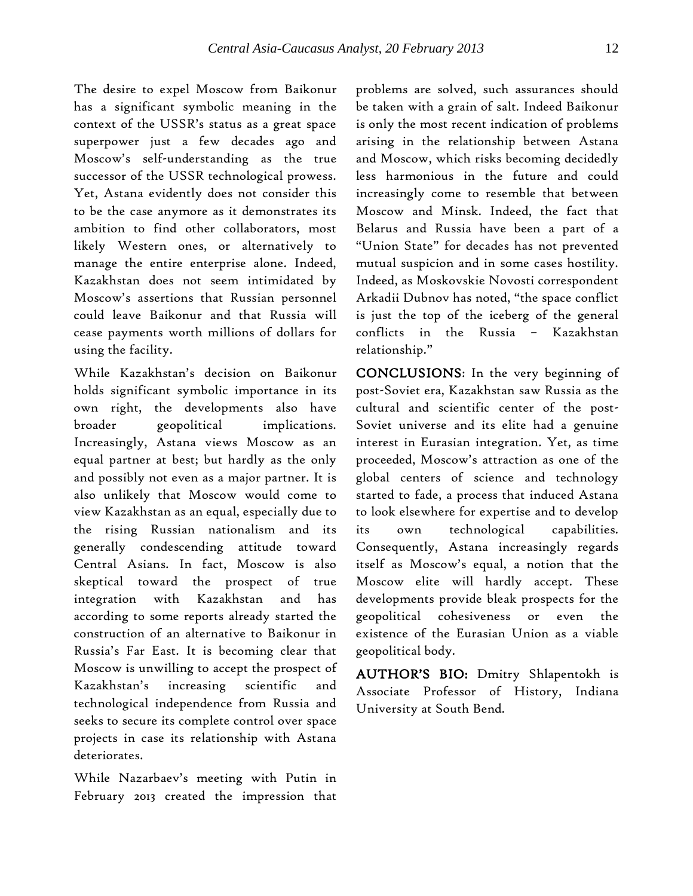The desire to expel Moscow from Baikonur has a significant symbolic meaning in the context of the USSR's status as a great space superpower just a few decades ago and Moscow's self-understanding as the true successor of the USSR technological prowess. Yet, Astana evidently does not consider this to be the case anymore as it demonstrates its ambition to find other collaborators, most likely Western ones, or alternatively to manage the entire enterprise alone. Indeed, Kazakhstan does not seem intimidated by Moscow's assertions that Russian personnel could leave Baikonur and that Russia will cease payments worth millions of dollars for using the facility.

While Kazakhstan's decision on Baikonur holds significant symbolic importance in its own right, the developments also have broader geopolitical implications. Increasingly, Astana views Moscow as an equal partner at best; but hardly as the only and possibly not even as a major partner. It is also unlikely that Moscow would come to view Kazakhstan as an equal, especially due to the rising Russian nationalism and its generally condescending attitude toward Central Asians. In fact, Moscow is also skeptical toward the prospect of true integration with Kazakhstan and has according to some reports already started the construction of an alternative to Baikonur in Russia's Far East. It is becoming clear that Moscow is unwilling to accept the prospect of Kazakhstan's increasing scientific and technological independence from Russia and seeks to secure its complete control over space projects in case its relationship with Astana deteriorates.

While Nazarbaev's meeting with Putin in February 2013 created the impression that problems are solved, such assurances should be taken with a grain of salt. Indeed Baikonur is only the most recent indication of problems arising in the relationship between Astana and Moscow, which risks becoming decidedly less harmonious in the future and could increasingly come to resemble that between Moscow and Minsk. Indeed, the fact that Belarus and Russia have been a part of a "Union State" for decades has not prevented mutual suspicion and in some cases hostility. Indeed, as Moskovskie Novosti correspondent Arkadii Dubnov has noted, "the space conflict is just the top of the iceberg of the general conflicts in the Russia – Kazakhstan relationship."

**CONCLUSIONS**: In the very beginning of post-Soviet era, Kazakhstan saw Russia as the cultural and scientific center of the post-Soviet universe and its elite had a genuine interest in Eurasian integration. Yet, as time proceeded, Moscow's attraction as one of the global centers of science and technology started to fade, a process that induced Astana to look elsewhere for expertise and to develop its own technological capabilities. Consequently, Astana increasingly regards itself as Moscow's equal, a notion that the Moscow elite will hardly accept. These developments provide bleak prospects for the geopolitical cohesiveness or even the existence of the Eurasian Union as a viable geopolitical body.

**AUTHOR'S BIO:** Dmitry Shlapentokh is Associate Professor of History, Indiana University at South Bend.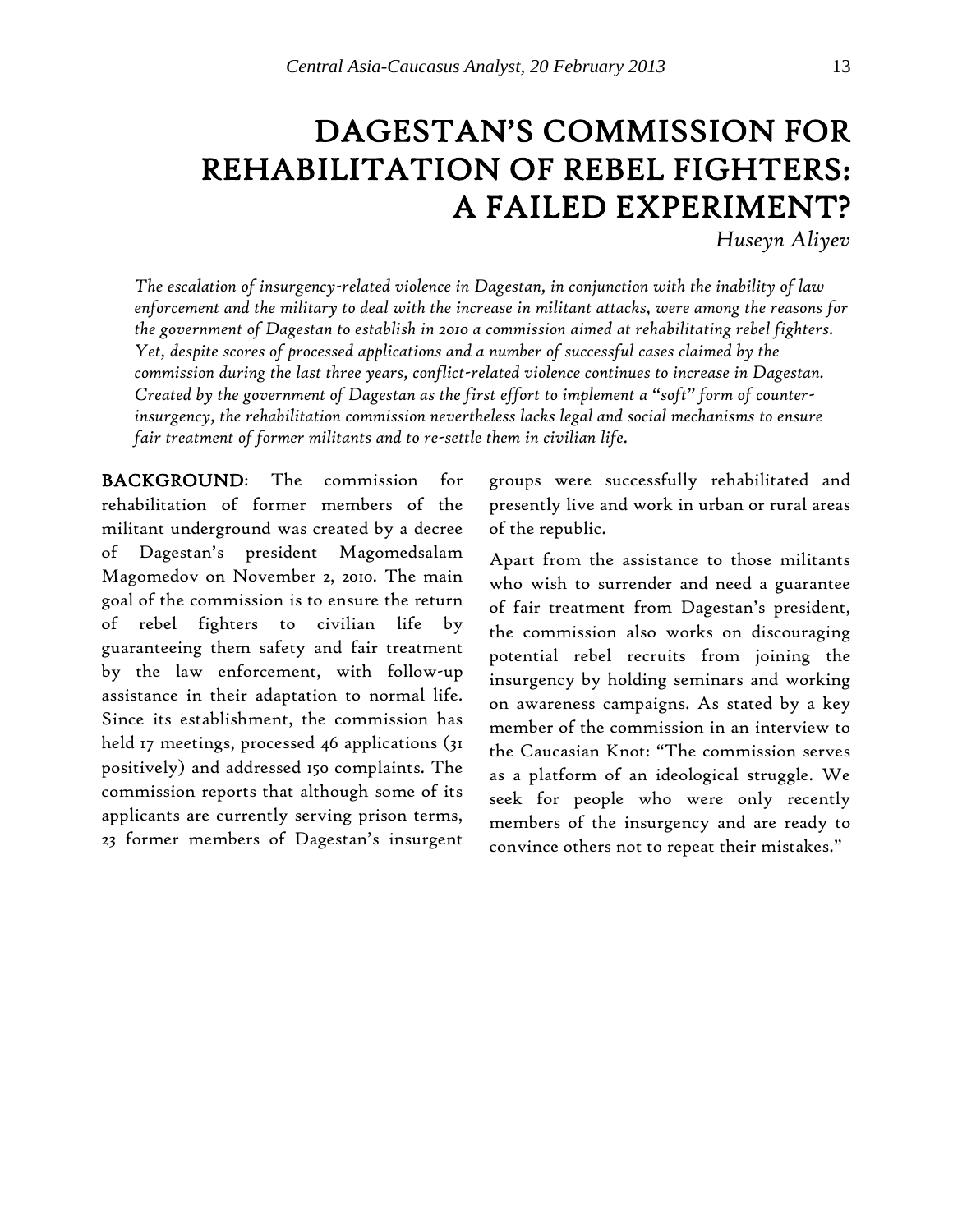# DAGESTAN'S COMMISSION FOR REHABILITATION OF REBEL FIGHTERS: A FAILED EXPERIMENT?

*Huseyn Aliyev*

*The escalation of insurgency-related violence in Dagestan, in conjunction with the inability of law enforcement and the military to deal with the increase in militant attacks, were among the reasons for the government of Dagestan to establish in 2010 a commission aimed at rehabilitating rebel fighters. Yet, despite scores of processed applications and a number of successful cases claimed by the commission during the last three years, conflict-related violence continues to increase in Dagestan. Created by the government of Dagestan as the first effort to implement a "soft" form of counter-insurgency, the rehabilitation commission nevertheless lacks legal and social mechanisms to ensure fair treatment of former militants and to re-settle them in civilian life.*

**BACKGROUND**: The commission for rehabilitation of former members of the militant underground was created by a decree of Dagestan's president Magomedsalam Magomedov on November 2, 2010. The main goal of the commission is to ensure the return of rebel fighters to civilian life by guaranteeing them safety and fair treatment by the law enforcement, with follow-up assistance in their adaptation to normal life. Since its establishment, the commission has held 17 meetings, processed 46 applications (31 positively) and addressed 150 complaints. The commission reports that although some of its applicants are currently serving prison terms, 23 former members of Dagestan's insurgent groups were successfully rehabilitated and presently live and work in urban or rural areas of the republic.

Apart from the assistance to those militants who wish to surrender and need a guarantee of fair treatment from Dagestan's president, the commission also works on discouraging potential rebel recruits from joining the insurgency by holding seminars and working on awareness campaigns. As stated by a key member of the commission in an interview to the Caucasian Knot: "The commission serves as a platform of an ideological struggle. We seek for people who were only recently members of the insurgency and are ready to convince others not to repeat their mistakes."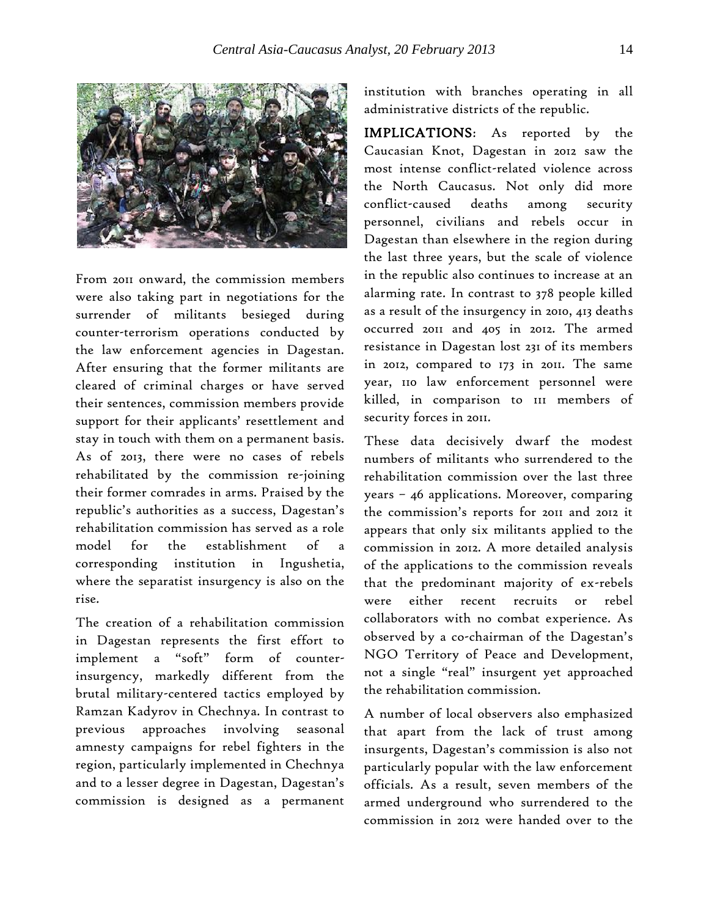From 2011 onward, the commission members were also taking part in negotiations for the surrender of militants besieged during counter-terrorism operations conducted by the law enforcement agencies in Dagestan. After ensuring that the former militants are cleared of criminal charges or have served their sentences, commission members provide support for their applicants' resettlement and stay in touch with them on a permanent basis. As of 2013, there were no cases of rebels rehabilitated by the commission re-joining their former comrades in arms. Praised by the republic's authorities as a success, Dagestan's rehabilitation commission has served as a role model for the establishment of a corresponding institution in Ingushetia, where the separatist insurgency is also on the rise.

The creation of a rehabilitation commission in Dagestan represents the first effort to implement a "soft" form of counter-insurgency, markedly different from the brutal military-centered tactics employed by Ramzan Kadyrov in Chechnya. In contrast to previous approaches involving seasonal amnesty campaigns for rebel fighters in the region, particularly implemented in Chechnya and to a lesser degree in Dagestan, Dagestan's commission is designed as a permanent institution with branches operating in all administrative districts of the republic.

**IMPLICATIONS**: As reported by the Caucasian Knot, Dagestan in 2012 saw the most intense conflict-related violence across the North Caucasus. Not only did more conflict-caused deaths among security personnel, civilians and rebels occur in Dagestan than elsewhere in the region during the last three years, but the scale of violence in the republic also continues to increase at an alarming rate. In contrast to 378 people killed as a result of the insurgency in 2010, 413 deaths occurred 2011 and 405 in 2012. The armed resistance in Dagestan lost 231 of its members in 2012, compared to 173 in 2011. The same year, 110 law enforcement personnel were killed, in comparison to 111 members of security forces in 2011.

These data decisively dwarf the modest numbers of militants who surrendered to the rehabilitation commission over the last three years – 46 applications. Moreover, comparing the commission's reports for 2011 and 2012 it appears that only six militants applied to the commission in 2012. A more detailed analysis of the applications to the commission reveals that the predominant majority of ex-rebels were either recent recruits or rebel collaborators with no combat experience. As observed by a co-chairman of the Dagestan's NGO Territory of Peace and Development, not a single "real" insurgent yet approached the rehabilitation commission.

A number of local observers also emphasized that apart from the lack of trust among insurgents, Dagestan's commission is also not particularly popular with the law enforcement officials. As a result, seven members of the armed underground who surrendered to the commission in 2012 were handed over to the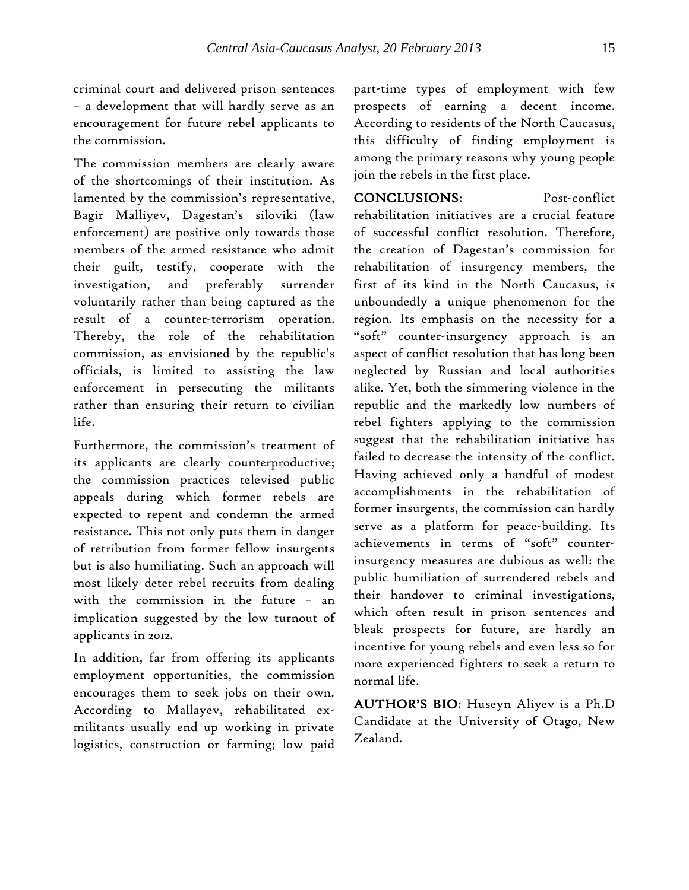criminal court and delivered prison sentences – a development that will hardly serve as an encouragement for future rebel applicants to the commission.

The commission members are clearly aware of the shortcomings of their institution. As lamented by the commission's representative, Bagir Malliyev, Dagestan's siloviki (law enforcement) are positive only towards those members of the armed resistance who admit their guilt, testify, cooperate with the investigation, and preferably surrender voluntarily rather than being captured as the result of a counter-terrorism operation. Thereby, the role of the rehabilitation commission, as envisioned by the republic's officials, is limited to assisting the law enforcement in persecuting the militants rather than ensuring their return to civilian life.

Furthermore, the commission's treatment of its applicants are clearly counterproductive; the commission practices televised public appeals during which former rebels are expected to repent and condemn the armed resistance. This not only puts them in danger of retribution from former fellow insurgents but is also humiliating. Such an approach will most likely deter rebel recruits from dealing with the commission in the future – an implication suggested by the low turnout of applicants in 2012.

In addition, far from offering its applicants employment opportunities, the commission encourages them to seek jobs on their own. According to Mallayev, rehabilitated ex-militants usually end up working in private logistics, construction or farming; low paid part-time types of employment with few prospects of earning a decent income. According to residents of the North Caucasus, this difficulty of finding employment is among the primary reasons why young people join the rebels in the first place.

**CONCLUSIONS**: Post-conflict rehabilitation initiatives are a crucial feature of successful conflict resolution. Therefore, the creation of Dagestan's commission for rehabilitation of insurgency members, the first of its kind in the North Caucasus, is unboundedly a unique phenomenon for the region. Its emphasis on the necessity for a "soft" counter-insurgency approach is an aspect of conflict resolution that has long been neglected by Russian and local authorities alike. Yet, both the simmering violence in the republic and the markedly low numbers of rebel fighters applying to the commission suggest that the rehabilitation initiative has failed to decrease the intensity of the conflict. Having achieved only a handful of modest accomplishments in the rehabilitation of former insurgents, the commission can hardly serve as a platform for peace-building. Its achievements in terms of "soft" counter-insurgency measures are dubious as well: the public humiliation of surrendered rebels and their handover to criminal investigations, which often result in prison sentences and bleak prospects for future, are hardly an incentive for young rebels and even less so for more experienced fighters to seek a return to normal life.

**AUTHOR'S BIO**: Huseyn Aliyev is a Ph.D Candidate at the University of Otago, New Zealand.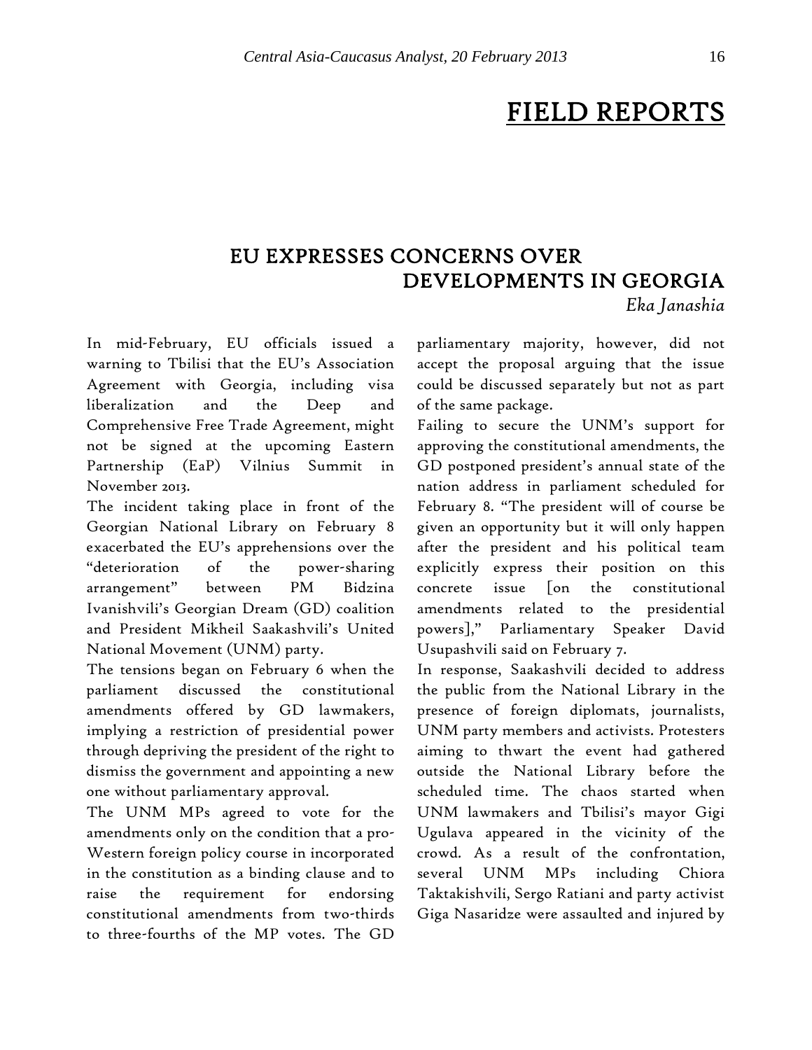# FIELD REPORTS

## EU EXPRESSES CONCERNS OVER DEVELOPMENTS IN GEORGIA

*Eka Janashia*

In mid-February, EU officials issued a warning to Tbilisi that the EU's Association Agreement with Georgia, including visa liberalization and the Deep and Comprehensive Free Trade Agreement, might not be signed at the upcoming Eastern Partnership (EaP) Vilnius Summit in November 2013.

The incident taking place in front of the Georgian National Library on February 8 exacerbated the EU's apprehensions over the "deterioration of the power-sharing arrangement" between PM Bidzina Ivanishvili's Georgian Dream (GD) coalition and President Mikheil Saakashvili's United National Movement (UNM) party.

The tensions began on February 6 when the parliament discussed the constitutional amendments offered by GD lawmakers, implying a restriction of presidential power through depriving the president of the right to dismiss the government and appointing a new one without parliamentary approval.

The UNM MPs agreed to vote for the amendments only on the condition that a pro-Western foreign policy course in incorporated in the constitution as a binding clause and to raise the requirement for endorsing constitutional amendments from two-thirds to three-fourths of the MP votes. The GD parliamentary majority, however, did not accept the proposal arguing that the issue could be discussed separately but not as part of the same package.

Failing to secure the UNM's support for approving the constitutional amendments, the GD postponed president's annual state of the nation address in parliament scheduled for February 8. "The president will of course be given an opportunity but it will only happen after the president and his political team explicitly express their position on this concrete issue [on the constitutional amendments related to the presidential powers]," Parliamentary Speaker David Usupashvili said on February 7.

In response, Saakashvili decided to address the public from the National Library in the presence of foreign diplomats, journalists, UNM party members and activists. Protesters aiming to thwart the event had gathered outside the National Library before the scheduled time. The chaos started when UNM lawmakers and Tbilisi's mayor Gigi Ugulava appeared in the vicinity of the crowd. As a result of the confrontation, several UNM MPs including Chiora Taktakishvili, Sergo Ratiani and party activist Giga Nasaridze were assaulted and injured by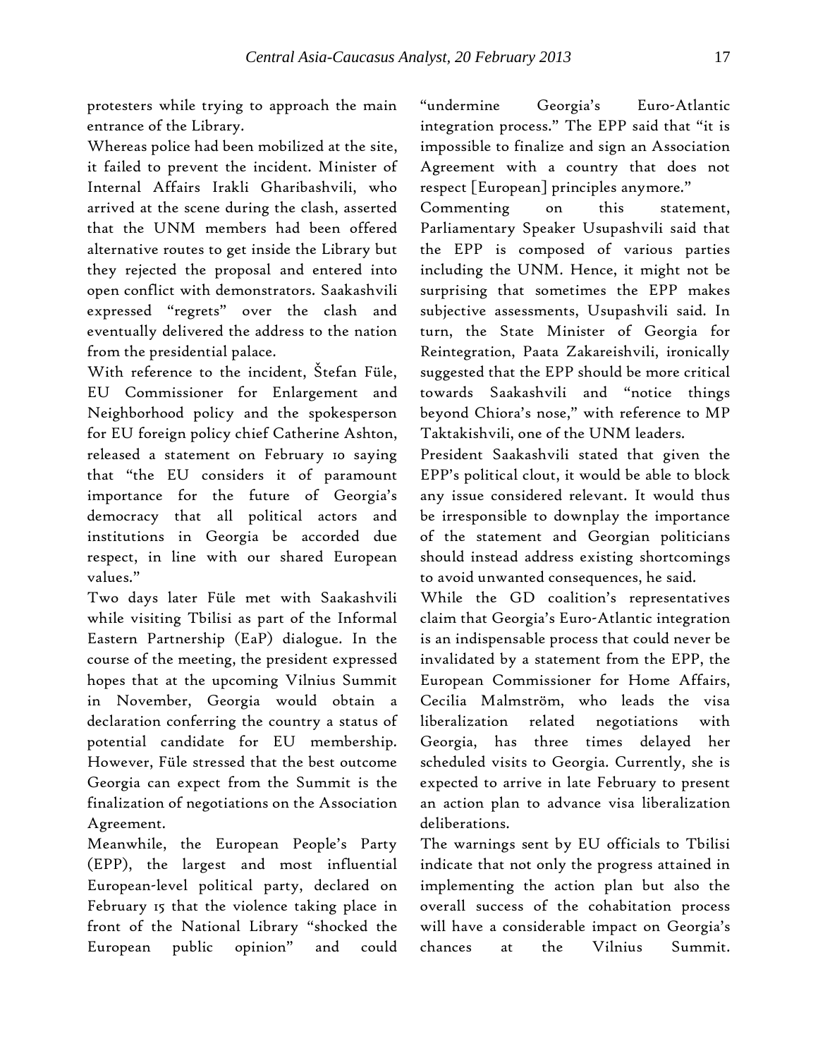protesters while trying to approach the main entrance of the Library.

Whereas police had been mobilized at the site, it failed to prevent the incident. Minister of Internal Affairs Irakli Gharibashvili, who arrived at the scene during the clash, asserted that the UNM members had been offered alternative routes to get inside the Library but they rejected the proposal and entered into open conflict with demonstrators. Saakashvili expressed "regrets" over the clash and eventually delivered the address to the nation from the presidential palace.

With reference to the incident, Štefan Füle, EU Commissioner for Enlargement and Neighborhood policy and the spokesperson for EU foreign policy chief Catherine Ashton, released a statement on February 10 saying that "the EU considers it of paramount importance for the future of Georgia's democracy that all political actors and institutions in Georgia be accorded due respect, in line with our shared European values."

Two days later Füle met with Saakashvili while visiting Tbilisi as part of the Informal Eastern Partnership (EaP) dialogue. In the course of the meeting, the president expressed hopes that at the upcoming Vilnius Summit in November, Georgia would obtain a declaration conferring the country a status of potential candidate for EU membership. However, Füle stressed that the best outcome Georgia can expect from the Summit is the finalization of negotiations on the Association Agreement.

Meanwhile, the European People's Party (EPP), the largest and most influential European-level political party, declared on February 15 that the violence taking place in front of the National Library "shocked the European public opinion" and could "undermine Georgia's Euro-Atlantic integration process." The EPP said that "it is impossible to finalize and sign an Association Agreement with a country that does not respect [European] principles anymore."

Commenting on this statement, Parliamentary Speaker Usupashvili said that the EPP is composed of various parties including the UNM. Hence, it might not be surprising that sometimes the EPP makes subjective assessments, Usupashvili said. In turn, the State Minister of Georgia for Reintegration, Paata Zakareishvili, ironically suggested that the EPP should be more critical towards Saakashvili and "notice things beyond Chiora's nose," with reference to MP Taktakishvili, one of the UNM leaders.

President Saakashvili stated that given the EPP's political clout, it would be able to block any issue considered relevant. It would thus be irresponsible to downplay the importance of the statement and Georgian politicians should instead address existing shortcomings to avoid unwanted consequences, he said.

While the GD coalition's representatives claim that Georgia's Euro-Atlantic integration is an indispensable process that could never be invalidated by a statement from the EPP, the European Commissioner for Home Affairs, Cecilia Malmström, who leads the visa liberalization related negotiations with Georgia, has three times delayed her scheduled visits to Georgia. Currently, she is expected to arrive in late February to present an action plan to advance visa liberalization deliberations.

The warnings sent by EU officials to Tbilisi indicate that not only the progress attained in implementing the action plan but also the overall success of the cohabitation process will have a considerable impact on Georgia's chances at the Vilnius Summit.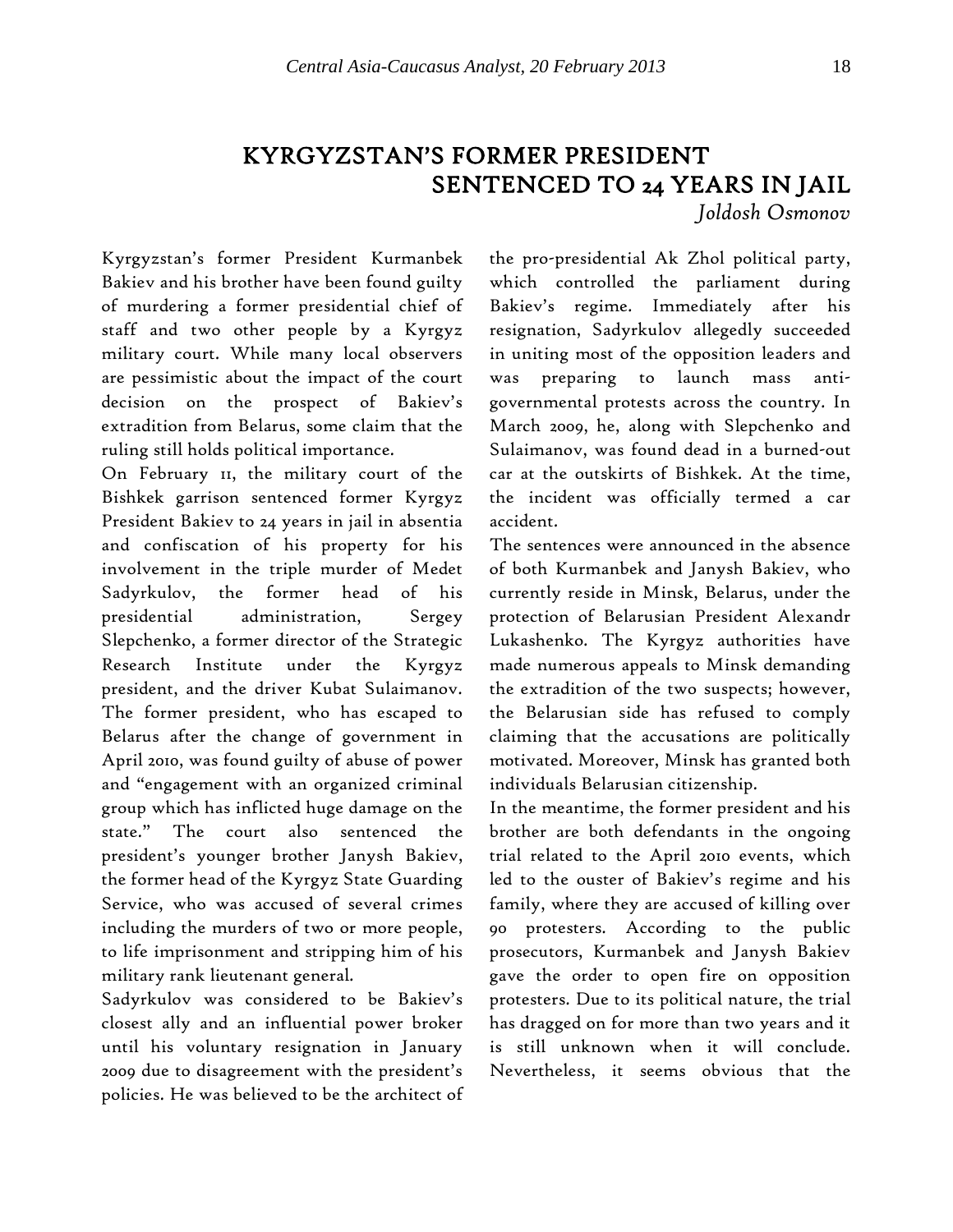# KYRGYZSTAN'S FORMER PRESIDENT SENTENCED TO 24 YEARS IN JAIL

*Joldosh Osmonov*

Kyrgyzstan's former President Kurmanbek Bakiev and his brother have been found guilty of murdering a former presidential chief of staff and two other people by a Kyrgyz military court. While many local observers are pessimistic about the impact of the court decision on the prospect of Bakiev's extradition from Belarus, some claim that the ruling still holds political importance.

On February 11, the military court of the Bishkek garrison sentenced former Kyrgyz President Bakiev to 24 years in jail in absentia and confiscation of his property for his involvement in the triple murder of Medet Sadyrkulov, the former head of his presidential administration, Sergey Slepchenko, a former director of the Strategic Research Institute under the Kyrgyz president, and the driver Kubat Sulaimanov. The former president, who has escaped to Belarus after the change of government in April 2010, was found guilty of abuse of power and "engagement with an organized criminal group which has inflicted huge damage on the state." The court also sentenced the president's younger brother Janysh Bakiev, the former head of the Kyrgyz State Guarding Service, who was accused of several crimes including the murders of two or more people, to life imprisonment and stripping him of his military rank lieutenant general.

Sadyrkulov was considered to be Bakiev's closest ally and an influential power broker until his voluntary resignation in January 2009 due to disagreement with the president's policies. He was believed to be the architect of the pro-presidential Ak Zhol political party, which controlled the parliament during Bakiev's regime. Immediately after his resignation, Sadyrkulov allegedly succeeded in uniting most of the opposition leaders and was preparing to launch mass anti-governmental protests across the country. In March 2009, he, along with Slepchenko and Sulaimanov, was found dead in a burned-out car at the outskirts of Bishkek. At the time, the incident was officially termed a car accident.

The sentences were announced in the absence of both Kurmanbek and Janysh Bakiev, who currently reside in Minsk, Belarus, under the protection of Belarusian President Alexandr Lukashenko. The Kyrgyz authorities have made numerous appeals to Minsk demanding the extradition of the two suspects; however, the Belarusian side has refused to comply claiming that the accusations are politically motivated. Moreover, Minsk has granted both individuals Belarusian citizenship.

In the meantime, the former president and his brother are both defendants in the ongoing trial related to the April 2010 events, which led to the ouster of Bakiev's regime and his family, where they are accused of killing over 90 protesters. According to the public prosecutors, Kurmanbek and Janysh Bakiev gave the order to open fire on opposition protesters. Due to its political nature, the trial has dragged on for more than two years and it is still unknown when it will conclude. Nevertheless, it seems obvious that the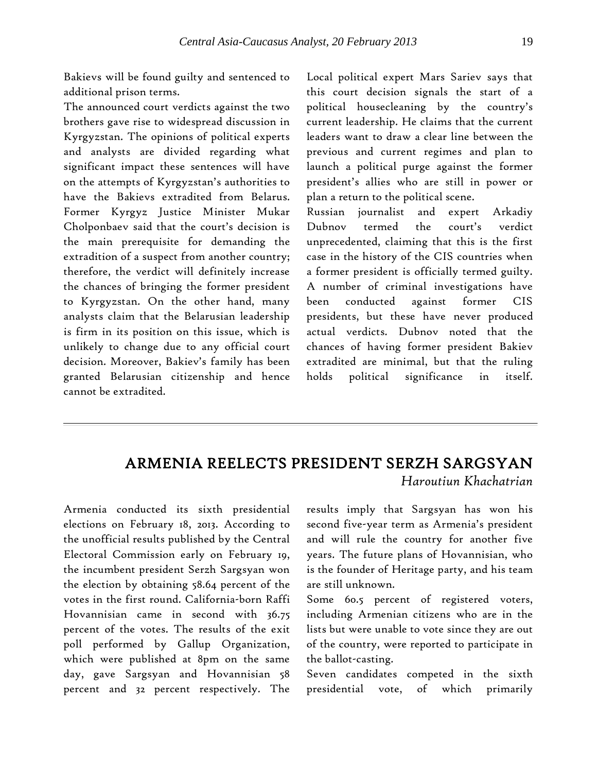Bakievs will be found guilty and sentenced to additional prison terms.

The announced court verdicts against the two brothers gave rise to widespread discussion in Kyrgyzstan. The opinions of political experts and analysts are divided regarding what significant impact these sentences will have on the attempts of Kyrgyzstan's authorities to have the Bakievs extradited from Belarus. Former Kyrgyz Justice Minister Mukar Cholponbaev said that the court's decision is the main prerequisite for demanding the extradition of a suspect from another country; therefore, the verdict will definitely increase the chances of bringing the former president to Kyrgyzstan. On the other hand, many analysts claim that the Belarusian leadership is firm in its position on this issue, which is unlikely to change due to any official court decision. Moreover, Bakiev's family has been granted Belarusian citizenship and hence cannot be extradited.

Local political expert Mars Sariev says that this court decision signals the start of a political housecleaning by the country's current leadership. He claims that the current leaders want to draw a clear line between the previous and current regimes and plan to launch a political purge against the former president's allies who are still in power or plan a return to the political scene.

Russian journalist and expert Arkadiy Dubnov termed the court's verdict unprecedented, claiming that this is the first case in the history of the CIS countries when a former president is officially termed guilty. A number of criminal investigations have been conducted against former CIS presidents, but these have never produced actual verdicts. Dubnov noted that the chances of having former president Bakiev extradited are minimal, but that the ruling holds political significance in itself.

---

## ARMENIA REELECTS PRESIDENT SERZH SARGSYAN

*Haroutiun Khachatrian*

Armenia conducted its sixth presidential elections on February 18, 2013. According to the unofficial results published by the Central Electoral Commission early on February 19, the incumbent president Serzh Sargsyan won the election by obtaining 58.64 percent of the votes in the first round. California-born Raffi Hovannisian came in second with 36.75 percent of the votes. The results of the exit poll performed by Gallup Organization, which were published at 8pm on the same day, gave Sargsyan and Hovannisian 58 percent and 32 percent respectively. The results imply that Sargsyan has won his second five-year term as Armenia's president and will rule the country for another five years. The future plans of Hovannisian, who is the founder of Heritage party, and his team are still unknown.

Some 60.5 percent of registered voters, including Armenian citizens who are in the lists but were unable to vote since they are out of the country, were reported to participate in the ballot-casting.

Seven candidates competed in the sixth presidential vote, of which primarily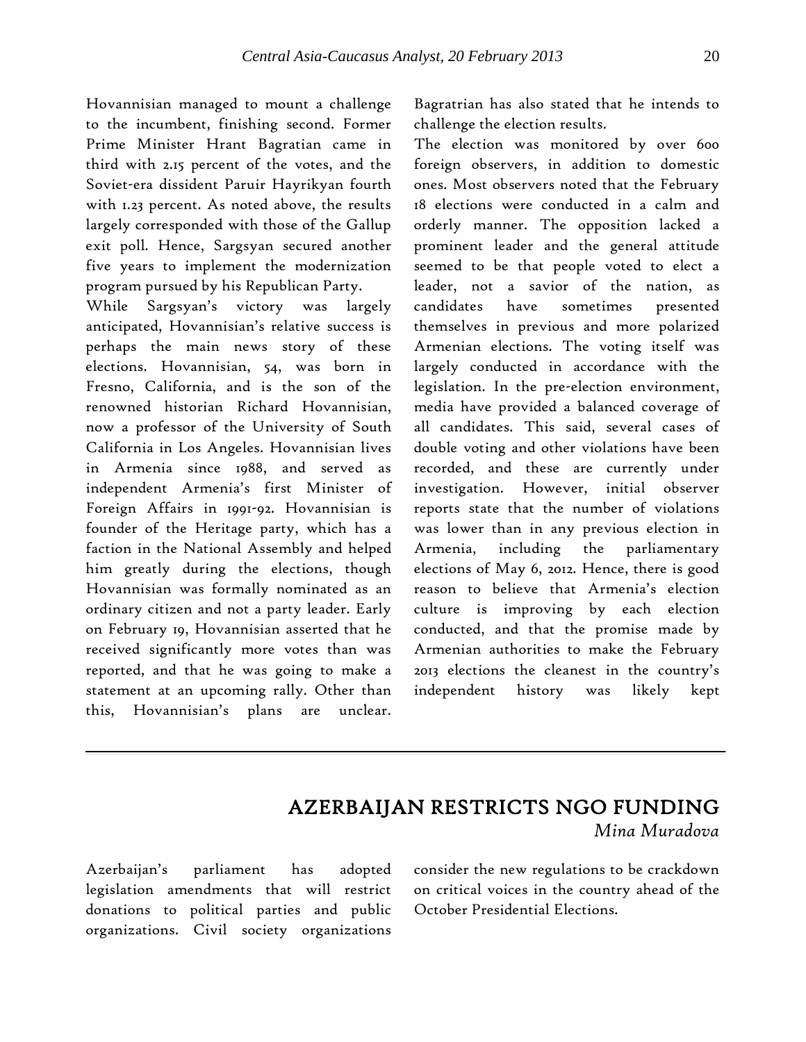Hovannisian managed to mount a challenge to the incumbent, finishing second. Former Prime Minister Hrant Bagratian came in third with 2.15 percent of the votes, and the Soviet-era dissident Paruir Hayrikyan fourth with 1.23 percent. As noted above, the results largely corresponded with those of the Gallup exit poll. Hence, Sargsyan secured another five years to implement the modernization program pursued by his Republican Party.

While Sargsyan's victory was largely anticipated, Hovannisian's relative success is perhaps the main news story of these elections. Hovannisian, 54, was born in Fresno, California, and is the son of the renowned historian Richard Hovannisian, now a professor of the University of South California in Los Angeles. Hovannisian lives in Armenia since 1988, and served as independent Armenia's first Minister of Foreign Affairs in 1991-92. Hovannisian is founder of the Heritage party, which has a faction in the National Assembly and helped him greatly during the elections, though Hovannisian was formally nominated as an ordinary citizen and not a party leader. Early on February 19, Hovannisian asserted that he received significantly more votes than was reported, and that he was going to make a statement at an upcoming rally. Other than this, Hovannisian's plans are unclear. Bagratrian has also stated that he intends to challenge the election results.

The election was monitored by over 600 foreign observers, in addition to domestic ones. Most observers noted that the February 18 elections were conducted in a calm and orderly manner. The opposition lacked a prominent leader and the general attitude seemed to be that people voted to elect a leader, not a savior of the nation, as candidates have sometimes presented themselves in previous and more polarized Armenian elections. The voting itself was largely conducted in accordance with the legislation. In the pre-election environment, media have provided a balanced coverage of all candidates. This said, several cases of double voting and other violations have been recorded, and these are currently under investigation. However, initial observer reports state that the number of violations was lower than in any previous election in Armenia, including the parliamentary elections of May 6, 2012. Hence, there is good reason to believe that Armenia's election culture is improving by each election conducted, and that the promise made by Armenian authorities to make the February 2013 elections the cleanest in the country's independent history was likely kept

---

## AZERBAIJAN RESTRICTS NGO FUNDING

*Mina Muradova*

Azerbaijan's parliament has adopted legislation amendments that will restrict donations to political parties and public organizations. Civil society organizations consider the new regulations to be crackdown on critical voices in the country ahead of the October Presidential Elections.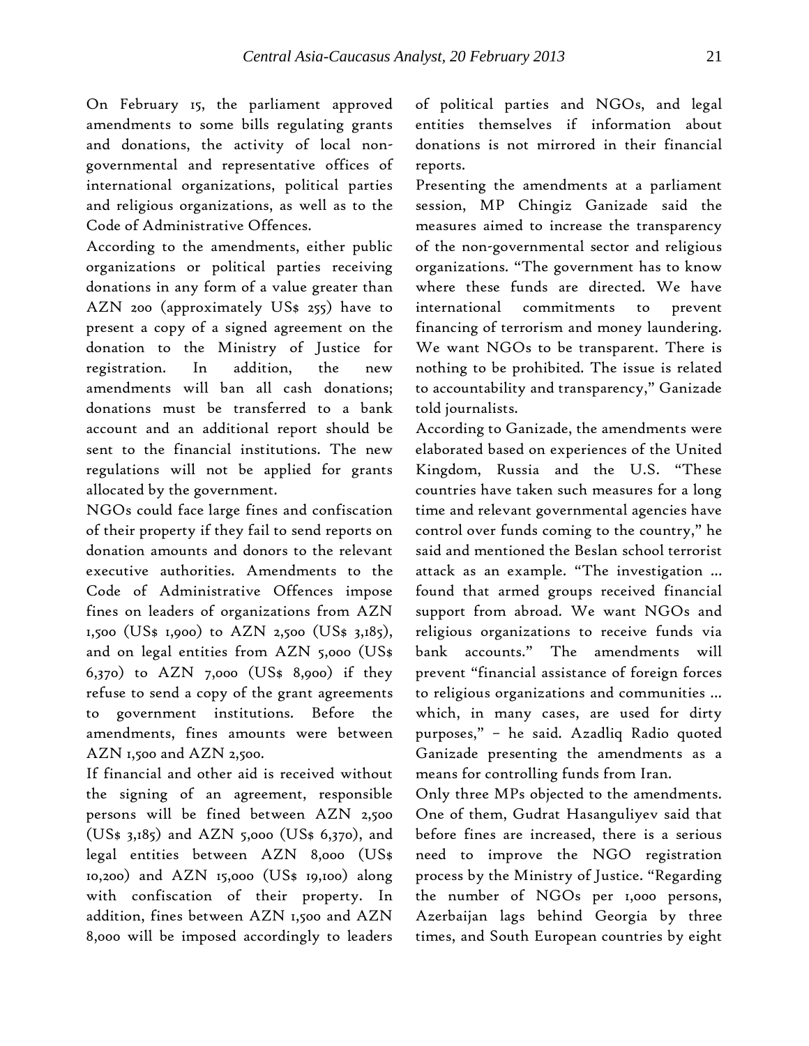On February 15, the parliament approved amendments to some bills regulating grants and donations, the activity of local non-governmental and representative offices of international organizations, political parties and religious organizations, as well as to the Code of Administrative Offences.

According to the amendments, either public organizations or political parties receiving donations in any form of a value greater than AZN 200 (approximately US$ 255) have to present a copy of a signed agreement on the donation to the Ministry of Justice for registration. In addition, the new amendments will ban all cash donations; donations must be transferred to a bank account and an additional report should be sent to the financial institutions. The new regulations will not be applied for grants allocated by the government.

NGOs could face large fines and confiscation of their property if they fail to send reports on donation amounts and donors to the relevant executive authorities. Amendments to the Code of Administrative Offences impose fines on leaders of organizations from AZN 1,500 (US$ 1,900) to AZN 2,500 (US$ 3,185), and on legal entities from AZN 5,000 (US$ 6,370) to AZN 7,000 (US$ 8,900) if they refuse to send a copy of the grant agreements to government institutions. Before the amendments, fines amounts were between AZN 1,500 and AZN 2,500.

If financial and other aid is received without the signing of an agreement, responsible persons will be fined between AZN 2,500 (US$ 3,185) and AZN 5,000 (US$ 6,370), and legal entities between AZN 8,000 (US$ 10,200) and AZN 15,000 (US$ 19,100) along with confiscation of their property. In addition, fines between AZN 1,500 and AZN 8,000 will be imposed accordingly to leaders of political parties and NGOs, and legal entities themselves if information about donations is not mirrored in their financial reports.

Presenting the amendments at a parliament session, MP Chingiz Ganizade said the measures aimed to increase the transparency of the non-governmental sector and religious organizations. "The government has to know where these funds are directed. We have international commitments to prevent financing of terrorism and money laundering. We want NGOs to be transparent. There is nothing to be prohibited. The issue is related to accountability and transparency," Ganizade told journalists.

According to Ganizade, the amendments were elaborated based on experiences of the United Kingdom, Russia and the U.S. "These countries have taken such measures for a long time and relevant governmental agencies have control over funds coming to the country," he said and mentioned the Beslan school terrorist attack as an example. "The investigation … found that armed groups received financial support from abroad. We want NGOs and religious organizations to receive funds via bank accounts." The amendments will prevent "financial assistance of foreign forces to religious organizations and communities … which, in many cases, are used for dirty purposes," – he said. Azadliq Radio quoted Ganizade presenting the amendments as a means for controlling funds from Iran.

Only three MPs objected to the amendments. One of them, Gudrat Hasanguliyev said that before fines are increased, there is a serious need to improve the NGO registration process by the Ministry of Justice. "Regarding the number of NGOs per 1,000 persons, Azerbaijan lags behind Georgia by three times, and South European countries by eight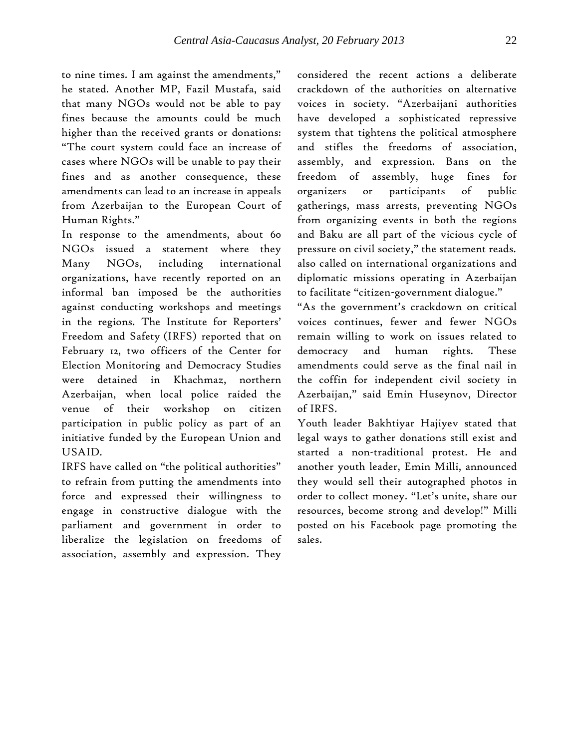to nine times. I am against the amendments," he stated. Another MP, Fazil Mustafa, said that many NGOs would not be able to pay fines because the amounts could be much higher than the received grants or donations: "The court system could face an increase of cases where NGOs will be unable to pay their fines and as another consequence, these amendments can lead to an increase in appeals from Azerbaijan to the European Court of Human Rights."

In response to the amendments, about 60 NGOs issued a statement where they Many NGOs, including international organizations, have recently reported on an informal ban imposed be the authorities against conducting workshops and meetings in the regions. The Institute for Reporters' Freedom and Safety (IRFS) reported that on February 12, two officers of the Center for Election Monitoring and Democracy Studies were detained in Khachmaz, northern Azerbaijan, when local police raided the venue of their workshop on citizen participation in public policy as part of an initiative funded by the European Union and USAID.

IRFS have called on "the political authorities" to refrain from putting the amendments into force and expressed their willingness to engage in constructive dialogue with the parliament and government in order to liberalize the legislation on freedoms of association, assembly and expression. They considered the recent actions a deliberate crackdown of the authorities on alternative voices in society. "Azerbaijani authorities have developed a sophisticated repressive system that tightens the political atmosphere and stifles the freedoms of association, assembly, and expression. Bans on the freedom of assembly, huge fines for organizers or participants of public gatherings, mass arrests, preventing NGOs from organizing events in both the regions and Baku are all part of the vicious cycle of pressure on civil society," the statement reads. also called on international organizations and diplomatic missions operating in Azerbaijan to facilitate "citizen-government dialogue."

"As the government's crackdown on critical voices continues, fewer and fewer NGOs remain willing to work on issues related to democracy and human rights. These amendments could serve as the final nail in the coffin for independent civil society in Azerbaijan," said Emin Huseynov, Director of IRFS.

Youth leader Bakhtiyar Hajiyev stated that legal ways to gather donations still exist and started a non-traditional protest. He and another youth leader, Emin Milli, announced they would sell their autographed photos in order to collect money. "Let's unite, share our resources, become strong and develop!" Milli posted on his Facebook page promoting the sales.